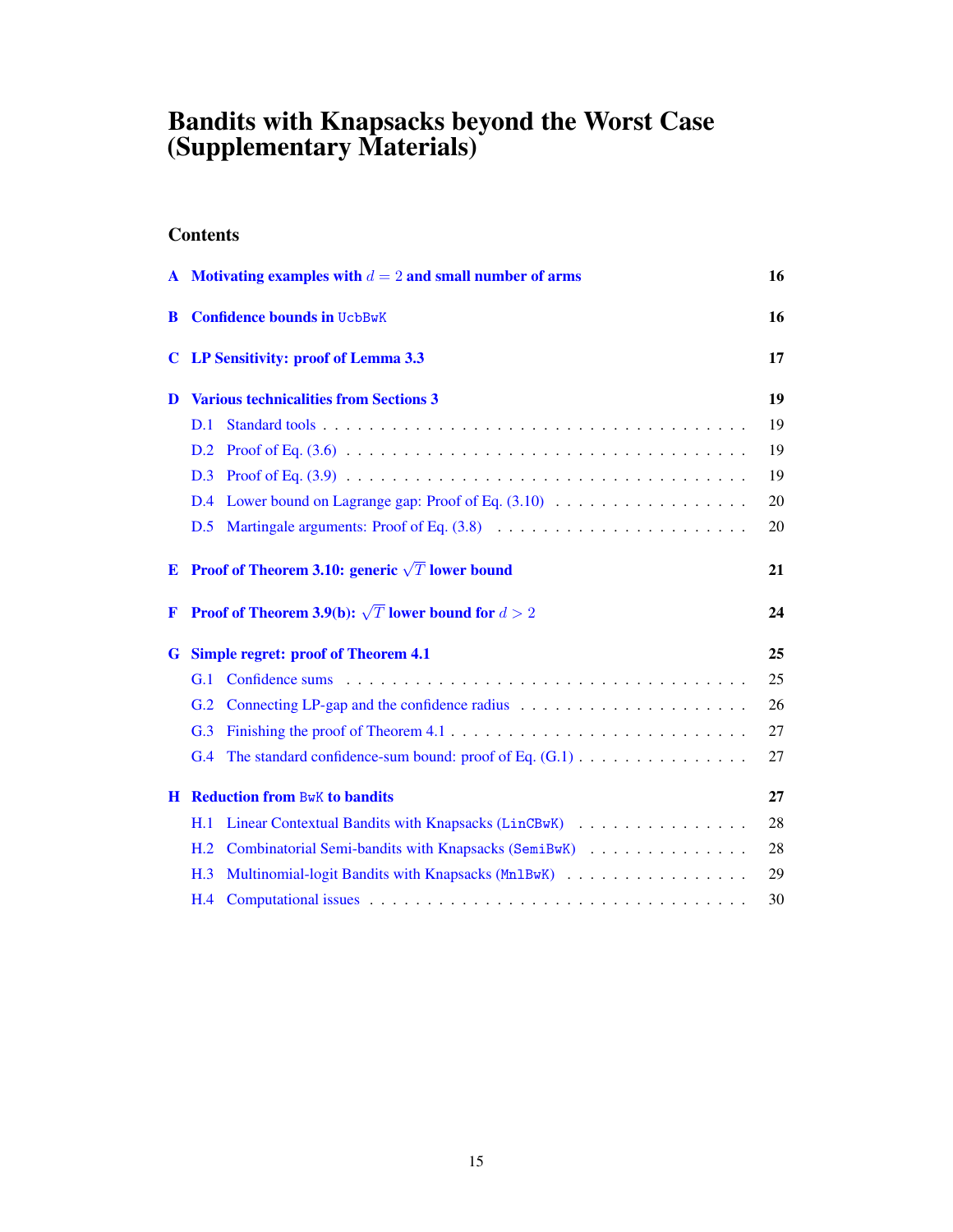# Bandits with Knapsacks beyond the Worst Case (Supplementary Materials)

## Contents

**A Motivating examples with $d = 2$ and small number of arms** — 16

**B Confidence bounds in UcbBwK** — 16

**C LP Sensitivity: proof of Lemma 3.3** — 17

**D Various technicalities from Sections 3** — 19

- D.1 Standard tools — 19
- D.2 Proof of Eq. (3.6) — 19
- D.3 Proof of Eq. (3.9) — 19
- D.4 Lower bound on Lagrange gap: Proof of Eq. (3.10) — 20
- D.5 Martingale arguments: Proof of Eq. (3.8) — 20

**E Proof of Theorem 3.10: generic $\sqrt{T}$ lower bound** — 21

**F Proof of Theorem 3.9(b): $\sqrt{T}$ lower bound for $d > 2$** — 24

**G Simple regret: proof of Theorem 4.1** — 25

- G.1 Confidence sums — 25
- G.2 Connecting LP-gap and the confidence radius — 26
- G.3 Finishing the proof of Theorem 4.1 — 27
- G.4 The standard confidence-sum bound: proof of Eq. (G.1) — 27

**H Reduction from BwK to bandits** — 27

- H.1 Linear Contextual Bandits with Knapsacks (LinCBwK) — 28
- H.2 Combinatorial Semi-bandits with Knapsacks (SemiBwK) — 28
- H.3 Multinomial-logit Bandits with Knapsacks (MnlBwK) — 29
- H.4 Computational issues — 30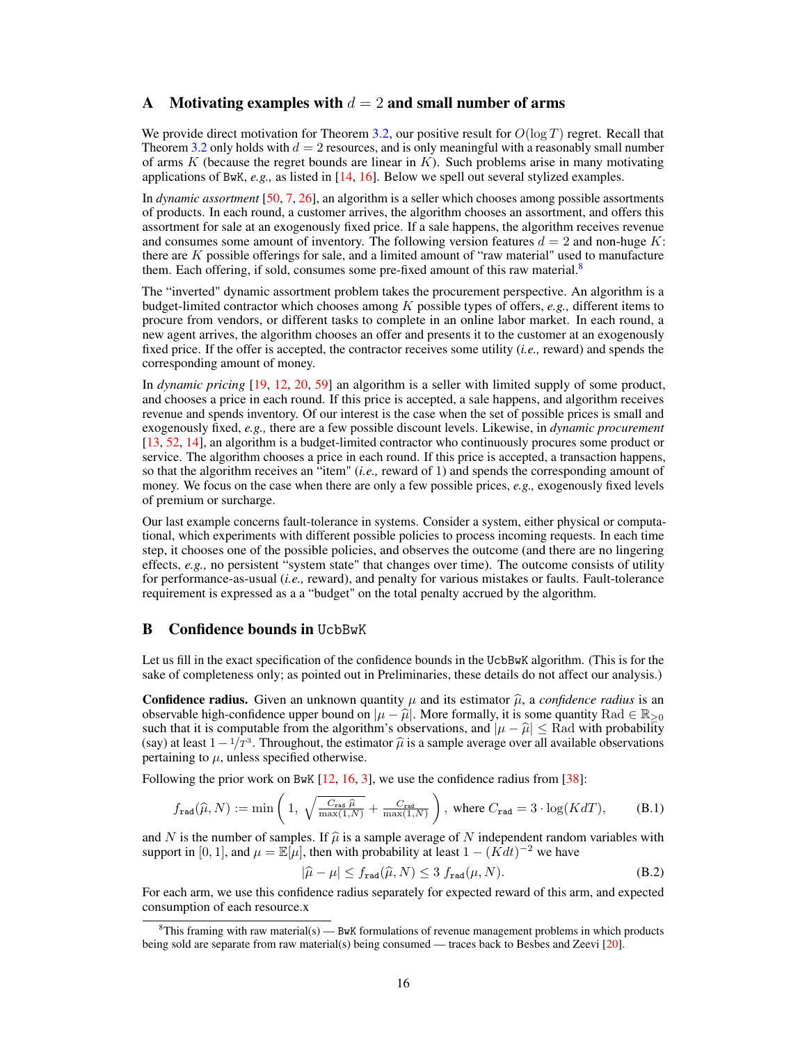## A Motivating examples with $d = 2$ and small number of arms

We provide direct motivation for Theorem 3.2, our positive result for $O(\log T)$ regret. Recall that Theorem 3.2 only holds with $d = 2$ resources, and is only meaningful with a reasonably small number of arms $K$ (because the regret bounds are linear in $K$). Such problems arise in many motivating applications of BwK, *e.g.,* as listed in [14, 16]. Below we spell out several stylized examples.

In *dynamic assortment* [50, 7, 26], an algorithm is a seller which chooses among possible assortments of products. In each round, a customer arrives, the algorithm chooses an assortment, and offers this assortment for sale at an exogenously fixed price. If a sale happens, the algorithm receives revenue and consumes some amount of inventory. The following version features $d = 2$ and non-huge $K$: there are $K$ possible offerings for sale, and a limited amount of "raw material" used to manufacture them. Each offering, if sold, consumes some pre-fixed amount of this raw material.[8]

The "inverted" dynamic assortment problem takes the procurement perspective. An algorithm is a budget-limited contractor which chooses among $K$ possible types of offers, *e.g.,* different items to procure from vendors, or different tasks to complete in an online labor market. In each round, a new agent arrives, the algorithm chooses an offer and presents it to the customer at an exogenously fixed price. If the offer is accepted, the contractor receives some utility (*i.e.,* reward) and spends the corresponding amount of money.

In *dynamic pricing* [19, 12, 20, 59] an algorithm is a seller with limited supply of some product, and chooses a price in each round. If this price is accepted, a sale happens, and algorithm receives revenue and spends inventory. Of our interest is the case when the set of possible prices is small and exogenously fixed, *e.g.,* there are a few possible discount levels. Likewise, in *dynamic procurement* [13, 52, 14], an algorithm is a budget-limited contractor who continuously procures some product or service. The algorithm chooses a price in each round. If this price is accepted, a transaction happens, so that the algorithm receives an "item" (*i.e.,* reward of 1) and spends the corresponding amount of money. We focus on the case when there are only a few possible prices, *e.g.,* exogenously fixed levels of premium or surcharge.

Our last example concerns fault-tolerance in systems. Consider a system, either physical or computational, which experiments with different possible policies to process incoming requests. In each time step, it chooses one of the possible policies, and observes the outcome (and there are no lingering effects, *e.g.,* no persistent "system state" that changes over time). The outcome consists of utility for performance-as-usual (*i.e.,* reward), and penalty for various mistakes or faults. Fault-tolerance requirement is expressed as a a "budget" on the total penalty accrued by the algorithm.

## B Confidence bounds in UcbBwK

Let us fill in the exact specification of the confidence bounds in the UcbBwK algorithm. (This is for the sake of completeness only; as pointed out in Preliminaries, these details do not affect our analysis.)

**Confidence radius.** Given an unknown quantity $\mu$ and its estimator $\widehat{\mu}$, a *confidence radius* is an observable high-confidence upper bound on $|\mu - \widehat{\mu}|$. More formally, it is some quantity $\mathrm{Rad} \in \mathbb{R}_{\geq 0}$ such that it is computable from the algorithm's observations, and $|\mu - \widehat{\mu}| \leq \mathrm{Rad}$ with probability (say) at least $1 - 1/T^3$. Throughout, the estimator $\widehat{\mu}$ is a sample average over all available observations pertaining to $\mu$, unless specified otherwise.

Following the prior work on BwK [12, 16, 3], we use the confidence radius from [38]:

$$f_{\mathtt{rad}}(\widehat{\mu}, N) := \min\left(1,\ \sqrt{\tfrac{C_{\mathtt{rad}}\,\widehat{\mu}}{\max(1,N)}} + \tfrac{C_{\mathtt{rad}}}{\max(1,N)}\right), \text{ where } C_{\mathtt{rad}} = 3 \cdot \log(KdT), \tag{B.1}$$

and $N$ is the number of samples. If $\widehat{\mu}$ is a sample average of $N$ independent random variables with support in $[0, 1]$, and $\mu = \mathbb{E}[\mu]$, then with probability at least $1 - (Kdt)^{-2}$ we have

$$|\widehat{\mu} - \mu| \leq f_{\mathtt{rad}}(\widehat{\mu}, N) \leq 3\ f_{\mathtt{rad}}(\mu, N). \tag{B.2}$$

For each arm, we use this confidence radius separately for expected reward of this arm, and expected consumption of each resource.x

[8] This framing with raw material(s) — BwK formulations of revenue management problems in which products being sold are separate from raw material(s) being consumed — traces back to Besbes and Zeevi [20].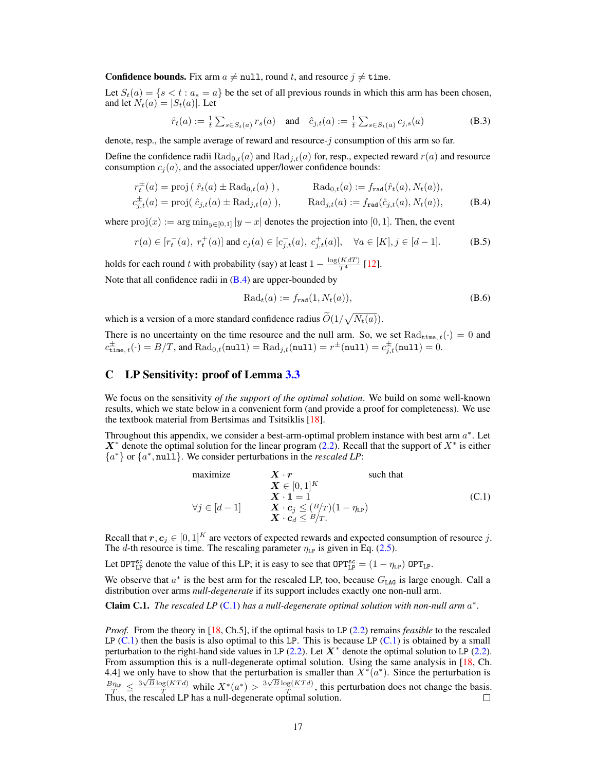**Confidence bounds.** Fix arm $a \neq \texttt{null}$, round $t$, and resource $j \neq \texttt{time}$.

Let $S_t(a) = \{s < t : a_s = a\}$ be the set of all previous rounds in which this arm has been chosen, and let $N_t(a) = |S_t(a)|$. Let

$$\hat{r}_t(a) := \tfrac{1}{t} \textstyle\sum_{s \in S_t(a)} r_s(a) \quad \text{and} \quad \hat{c}_{j,t}(a) := \tfrac{1}{t} \textstyle\sum_{s \in S_t(a)} c_{j,s}(a) \tag{B.3}$$

denote, resp., the sample average of reward and resource-$j$ consumption of this arm so far.

Define the confidence radii $\mathrm{Rad}_{0,t}(a)$ and $\mathrm{Rad}_{j,t}(a)$ for, resp., expected reward $r(a)$ and resource consumption $c_j(a)$, and the associated upper/lower confidence bounds:

$$\begin{aligned}
r_t^{\pm}(a) &= \mathrm{proj}\left(\, \hat{r}_t(a) \pm \mathrm{Rad}_{0,t}(a) \,\right), \qquad & \mathrm{Rad}_{0,t}(a) &:= f_{\texttt{rad}}(\hat{r}_t(a), N_t(a)), \\
c_{j,t}^{\pm}(a) &= \mathrm{proj}(\, \hat{c}_{j,t}(a) \pm \mathrm{Rad}_{j,t}(a) \,), \qquad & \mathrm{Rad}_{j,t}(a) &:= f_{\texttt{rad}}(\hat{c}_{j,t}(a), N_t(a)),
\end{aligned} \tag{B.4}$$

where $\mathrm{proj}(x) := \arg\min_{y \in [0,1]} |y - x|$ denotes the projection into $[0,1]$. Then, the event

$$r(a) \in [r_t^-(a),\ r_t^+(a)] \text{ and } c_j(a) \in [c_{j,t}^-(a),\ c_{j,t}^+(a)], \quad \forall a \in [K], j \in [d-1]. \tag{B.5}$$

holds for each round $t$ with probability (say) at least $1 - \frac{\log(KdT)}{T^4}$ [12].

Note that all confidence radii in (B.4) are upper-bounded by

$$\mathrm{Rad}_t(a) := f_{\texttt{rad}}(1, N_t(a)), \tag{B.6}$$

which is a version of a more standard confidence radius $\widetilde{O}(1/\sqrt{N_t(a)})$.

There is no uncertainty on the time resource and the null arm. So, we set $\mathrm{Rad}_{\texttt{time},t}(\cdot) = 0$ and $c^{\pm}_{\texttt{time},t}(\cdot) = B/T$, and $\mathrm{Rad}_{0,t}(\texttt{null}) = \mathrm{Rad}_{j,t}(\texttt{null}) = r^{\pm}(\texttt{null}) = c^{\pm}_{j,t}(\texttt{null}) = 0$.

## C LP Sensitivity: proof of Lemma 3.3

We focus on the sensitivity *of the support of the optimal solution*. We build on some well-known results, which we state below in a convenient form (and provide a proof for completeness). We use the textbook material from Bertsimas and Tsitsiklis [18].

Throughout this appendix, we consider a best-arm-optimal problem instance with best arm $a^*$. Let $\boldsymbol{X}^*$ denote the optimal solution for the linear program (2.2). Recall that the support of $X^*$ is either $\{a^*\}$ or $\{a^*, \texttt{null}\}$. We consider perturbations in the *rescaled LP*:

$$\begin{array}{lll}
\text{maximize} & \boldsymbol{X} \cdot \boldsymbol{r} & \text{such that} \\
& \boldsymbol{X} \in [0,1]^K & \\
& \boldsymbol{X} \cdot \boldsymbol{1} = 1 & \\
\forall j \in [d-1] & \boldsymbol{X} \cdot \boldsymbol{c}_j \leq (B/T)(1 - \eta_{\mathrm{LP}}) & \\
& \boldsymbol{X} \cdot \boldsymbol{c}_d \leq B/T. &
\end{array} \tag{C.1}$$

Recall that $\boldsymbol{r}, \boldsymbol{c}_j \in [0,1]^K$ are vectors of expected rewards and expected consumption of resource $j$. The $d$-th resource is time. The rescaling parameter $\eta_{\mathrm{LP}}$ is given in Eq. (2.5).

Let $\texttt{OPT}^{\texttt{sc}}_{\texttt{LP}}$ denote the value of this LP; it is easy to see that $\texttt{OPT}^{\texttt{sc}}_{\texttt{LP}} = (1 - \eta_{\mathrm{LP}})\ \texttt{OPT}_{\texttt{LP}}$.

We observe that $a^*$ is the best arm for the rescaled LP, too, because $G_{\texttt{LAG}}$ is large enough. Call a distribution over arms *null-degenerate* if its support includes exactly one non-null arm.

**Claim C.1.** *The rescaled LP (C.1) has a null-degenerate optimal solution with non-null arm $a^*$.*

*Proof.* From the theory in [18, Ch.5], if the optimal basis to LP (2.2) remains *feasible* to the rescaled LP (C.1) then the basis is also optimal to this LP. This is because LP (C.1) is obtained by a small perturbation to the right-hand side values in LP (2.2). Let $\boldsymbol{X}^*$ denote the optimal solution to LP (2.2). From assumption this is a null-degenerate optimal solution. Using the same analysis in [18, Ch. 4.4] we only have to show that the perturbation is smaller than $X^*(a^*)$. Since the perturbation is $\frac{B\eta_{\mathrm{LP}}}{T} \leq \frac{3\sqrt{B}\log(KTd)}{T}$ while $X^*(a^*) > \frac{3\sqrt{B}\log(KTd)}{T}$, this perturbation does not change the basis. Thus, the rescaled LP has a null-degenerate optimal solution. $\square$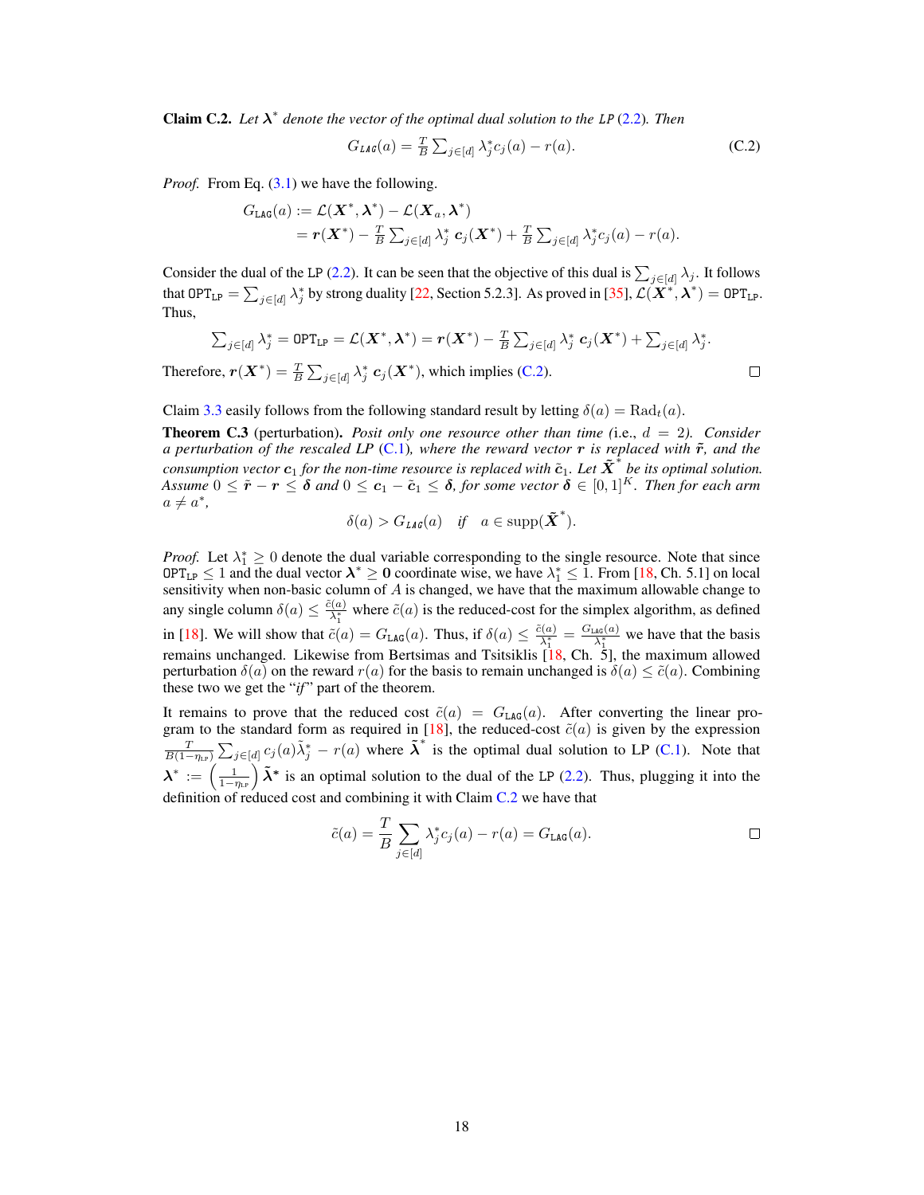**Claim C.2.** *Let $\boldsymbol{\lambda}^*$ denote the vector of the optimal dual solution to the LP (2.2). Then*

$$G_{\texttt{LAG}}(a) = \tfrac{T}{B}\textstyle\sum_{j\in[d]} \lambda_j^* c_j(a) - r(a). \tag{C.2}$$

*Proof.* From Eq. (3.1) we have the following.

$$\begin{aligned} G_{\texttt{LAG}}(a) &:= \mathcal{L}(\boldsymbol{X}^*, \boldsymbol{\lambda}^*) - \mathcal{L}(\boldsymbol{X}_a, \boldsymbol{\lambda}^*) \\ &= \boldsymbol{r}(\boldsymbol{X}^*) - \tfrac{T}{B}\textstyle\sum_{j\in[d]} \lambda_j^* \, \boldsymbol{c}_j(\boldsymbol{X}^*) + \tfrac{T}{B}\textstyle\sum_{j\in[d]} \lambda_j^* c_j(a) - r(a). \end{aligned}$$

Consider the dual of the LP (2.2). It can be seen that the objective of this dual is $\sum_{j\in[d]} \lambda_j$. It follows that $\texttt{OPT}_{\texttt{LP}} = \sum_{j\in[d]} \lambda_j^*$ by strong duality [22, Section 5.2.3]. As proved in [35], $\mathcal{L}(\boldsymbol{X}^*, \boldsymbol{\lambda}^*) = \texttt{OPT}_{\texttt{LP}}$. Thus,

$$\textstyle\sum_{j\in[d]} \lambda_j^* = \texttt{OPT}_{\texttt{LP}} = \mathcal{L}(\boldsymbol{X}^*, \boldsymbol{\lambda}^*) = \boldsymbol{r}(\boldsymbol{X}^*) - \tfrac{T}{B}\textstyle\sum_{j\in[d]} \lambda_j^* \, \boldsymbol{c}_j(\boldsymbol{X}^*) + \textstyle\sum_{j\in[d]} \lambda_j^*.$$

Therefore, $\boldsymbol{r}(\boldsymbol{X}^*) = \tfrac{T}{B}\sum_{j\in[d]} \lambda_j^* \, \boldsymbol{c}_j(\boldsymbol{X}^*)$, which implies (C.2). □

Claim 3.3 easily follows from the following standard result by letting $\delta(a) = \mathrm{Rad}_t(a)$.

**Theorem C.3** (perturbation)**.** *Posit only one resource other than time (*i.e., *$d = 2$). Consider a perturbation of the rescaled LP (C.1), where the reward vector $\boldsymbol{r}$ is replaced with $\tilde{\boldsymbol{r}}$, and the consumption vector $\boldsymbol{c}_1$ for the non-time resource is replaced with $\tilde{\boldsymbol{c}}_1$. Let $\tilde{\boldsymbol{X}}^*$ be its optimal solution. Assume $0 \le \tilde{\boldsymbol{r}} - \boldsymbol{r} \le \boldsymbol{\delta}$ and $0 \le \boldsymbol{c}_1 - \tilde{\boldsymbol{c}}_1 \le \boldsymbol{\delta}$, for some vector $\boldsymbol{\delta} \in [0,1]^K$. Then for each arm $a \neq a^*$,*

$$\delta(a) > G_{\texttt{LAG}}(a) \quad \textit{if} \quad a \in \mathrm{supp}(\tilde{\boldsymbol{X}}^*).$$

*Proof.* Let $\lambda_1^* \ge 0$ denote the dual variable corresponding to the single resource. Note that since $\texttt{OPT}_{\texttt{LP}} \le 1$ and the dual vector $\boldsymbol{\lambda}^* \ge \boldsymbol{0}$ coordinate wise, we have $\lambda_1^* \le 1$. From [18, Ch. 5.1] on local sensitivity when non-basic column of $A$ is changed, we have that the maximum allowable change to any single column $\delta(a) \le \frac{\tilde{c}(a)}{\lambda_1^*}$ where $\tilde{c}(a)$ is the reduced-cost for the simplex algorithm, as defined in [18]. We will show that $\tilde{c}(a) = G_{\texttt{LAG}}(a)$. Thus, if $\delta(a) \le \frac{\tilde{c}(a)}{\lambda_1^*} = \frac{G_{\texttt{LAG}}(a)}{\lambda_1^*}$ we have that the basis remains unchanged. Likewise from Bertsimas and Tsitsiklis [18, Ch. 5], the maximum allowed perturbation $\delta(a)$ on the reward $r(a)$ for the basis to remain unchanged is $\delta(a) \le \tilde{c}(a)$. Combining these two we get the "*if*" part of the theorem.

It remains to prove that the reduced cost $\tilde{c}(a) = G_{\texttt{LAG}}(a)$. After converting the linear program to the standard form as required in [18], the reduced-cost $\tilde{c}(a)$ is given by the expression $\frac{T}{B(1-\eta_{\texttt{LP}})}\sum_{j\in[d]} c_j(a)\tilde{\lambda}_j^* - r(a)$ where $\tilde{\boldsymbol{\lambda}}^*$ is the optimal dual solution to LP (C.1). Note that $\boldsymbol{\lambda}^* := \left(\frac{1}{1-\eta_{\texttt{LP}}}\right)\tilde{\boldsymbol{\lambda}}^*$ is an optimal solution to the dual of the LP (2.2). Thus, plugging it into the definition of reduced cost and combining it with Claim C.2 we have that

$$\tilde{c}(a) = \frac{T}{B}\sum_{j\in[d]} \lambda_j^* c_j(a) - r(a) = G_{\texttt{LAG}}(a).$$

□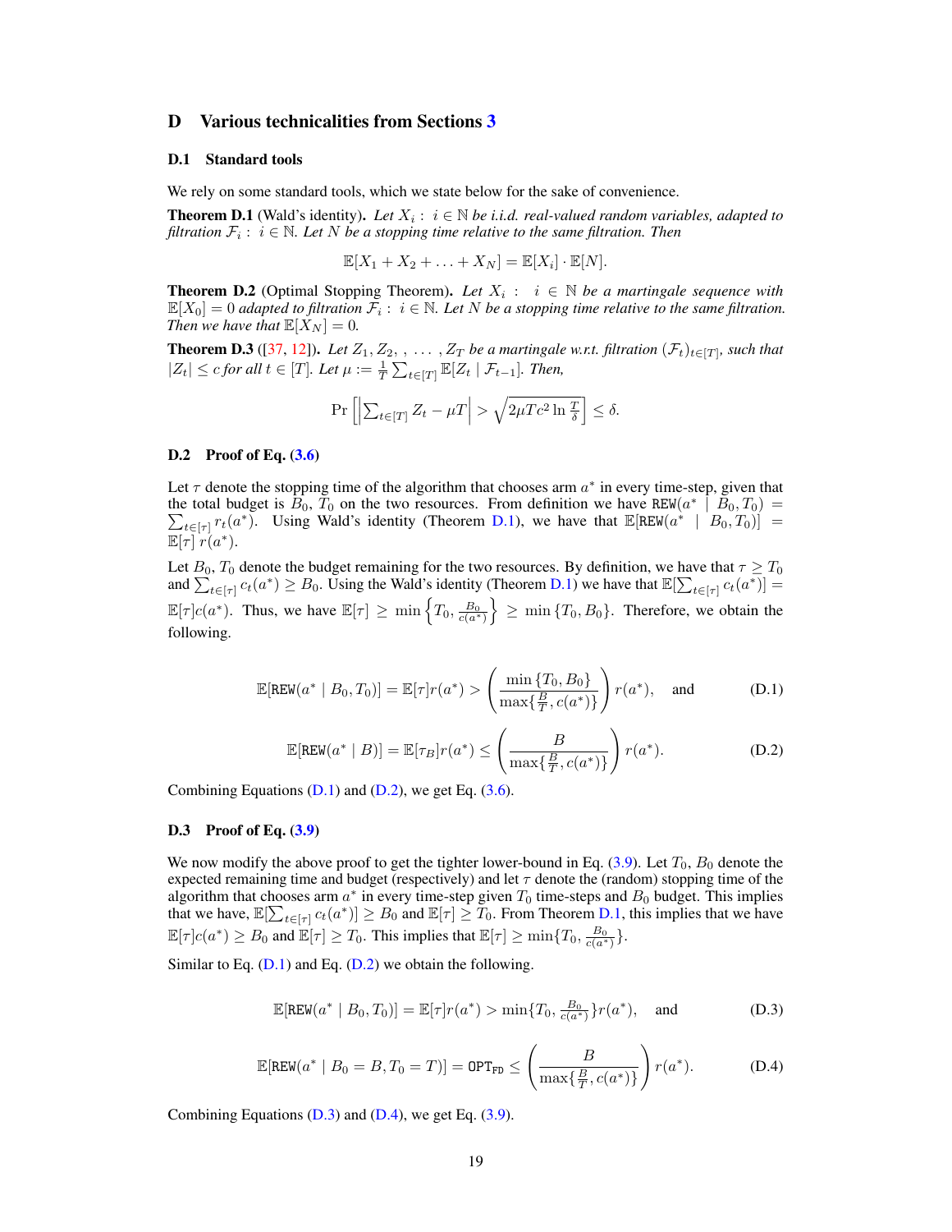# D Various technicalities from Sections 3

## D.1 Standard tools

We rely on some standard tools, which we state below for the sake of convenience.

**Theorem D.1** (Wald's identity). *Let $X_i : i \in \mathbb{N}$ be i.i.d. real-valued random variables, adapted to filtration $\mathcal{F}_i : i \in \mathbb{N}$. Let $N$ be a stopping time relative to the same filtration. Then*

$$\mathbb{E}[X_1 + X_2 + \ldots + X_N] = \mathbb{E}[X_i] \cdot \mathbb{E}[N].$$

**Theorem D.2** (Optimal Stopping Theorem). *Let $X_i : i \in \mathbb{N}$ be a martingale sequence with $\mathbb{E}[X_0] = 0$ adapted to filtration $\mathcal{F}_i : i \in \mathbb{N}$. Let $N$ be a stopping time relative to the same filtration. Then we have that $\mathbb{E}[X_N] = 0$.*

**Theorem D.3** ([37, 12]). *Let $Z_1, Z_2, , \ldots, Z_T$ be a martingale w.r.t. filtration $(\mathcal{F}_t)_{t \in [T]}$, such that $|Z_t| \leq c$ for all $t \in [T]$. Let $\mu := \frac{1}{T} \sum_{t \in [T]} \mathbb{E}[Z_t \mid \mathcal{F}_{t-1}]$. Then,*

$$\Pr\left[\left|\sum_{t \in [T]} Z_t - \mu T\right| > \sqrt{2\mu T c^2 \ln \tfrac{T}{\delta}}\right] \leq \delta.$$

## D.2 Proof of Eq. (3.6)

Let $\tau$ denote the stopping time of the algorithm that chooses arm $a^*$ in every time-step, given that the total budget is $B_0, T_0$ on the two resources. From definition we have $\texttt{REW}(a^* \mid B_0, T_0) = \sum_{t \in [\tau]} r_t(a^*)$. Using Wald's identity (Theorem D.1), we have that $\mathbb{E}[\texttt{REW}(a^* \mid B_0, T_0)] = \mathbb{E}[\tau]\, r(a^*)$.

Let $B_0, T_0$ denote the budget remaining for the two resources. By definition, we have that $\tau \geq T_0$ and $\sum_{t \in [\tau]} c_t(a^*) \geq B_0$. Using the Wald's identity (Theorem D.1) we have that $\mathbb{E}[\sum_{t \in [\tau]} c_t(a^*)] = \mathbb{E}[\tau] c(a^*)$. Thus, we have $\mathbb{E}[\tau] \geq \min\left\{T_0, \frac{B_0}{c(a^*)}\right\} \geq \min\left\{T_0, B_0\right\}$. Therefore, we obtain the following.

$$\mathbb{E}[\texttt{REW}(a^* \mid B_0, T_0)] = \mathbb{E}[\tau] r(a^*) > \left(\frac{\min\left\{T_0, B_0\right\}}{\max\{\frac{B}{T}, c(a^*)\}}\right) r(a^*), \quad \text{and} \tag{D.1}$$

$$\mathbb{E}[\texttt{REW}(a^* \mid B)] = \mathbb{E}[\tau_B] r(a^*) \leq \left(\frac{B}{\max\{\frac{B}{T}, c(a^*)\}}\right) r(a^*). \tag{D.2}$$

Combining Equations (D.1) and (D.2), we get Eq. (3.6).

## D.3 Proof of Eq. (3.9)

We now modify the above proof to get the tighter lower-bound in Eq. (3.9). Let $T_0, B_0$ denote the expected remaining time and budget (respectively) and let $\tau$ denote the (random) stopping time of the algorithm that chooses arm $a^*$ in every time-step given $T_0$ time-steps and $B_0$ budget. This implies that we have, $\mathbb{E}[\sum_{t \in [\tau]} c_t(a^*)] \geq B_0$ and $\mathbb{E}[\tau] \geq T_0$. From Theorem D.1, this implies that we have $\mathbb{E}[\tau] c(a^*) \geq B_0$ and $\mathbb{E}[\tau] \geq T_0$. This implies that $\mathbb{E}[\tau] \geq \min\{T_0, \frac{B_0}{c(a^*)}\}$.

Similar to Eq. (D.1) and Eq. (D.2) we obtain the following.

$$\mathbb{E}[\texttt{REW}(a^* \mid B_0, T_0)] = \mathbb{E}[\tau] r(a^*) > \min\{T_0, \tfrac{B_0}{c(a^*)}\} r(a^*), \quad \text{and} \tag{D.3}$$

$$\mathbb{E}[\texttt{REW}(a^* \mid B_0 = B, T_0 = T)] = \texttt{OPT}_{\texttt{FD}} \leq \left(\frac{B}{\max\{\frac{B}{T}, c(a^*)\}}\right) r(a^*). \tag{D.4}$$

Combining Equations (D.3) and (D.4), we get Eq. (3.9).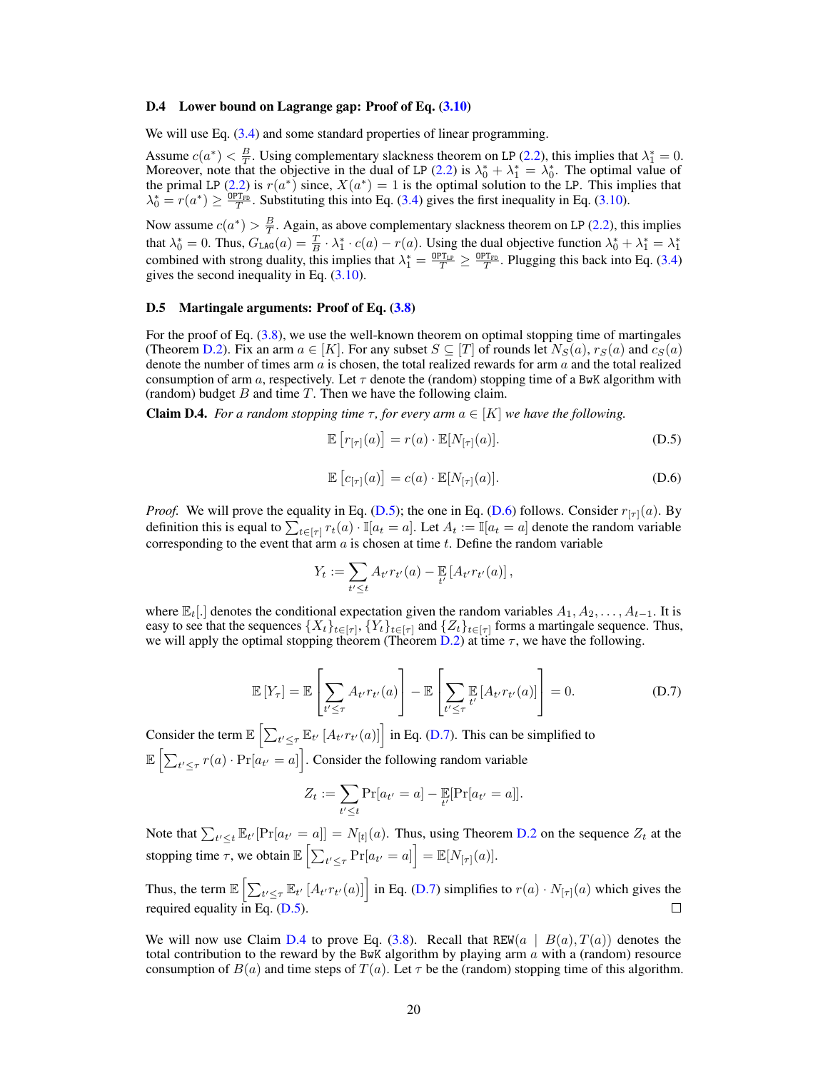### D.4 Lower bound on Lagrange gap: Proof of Eq. (3.10)

We will use Eq. (3.4) and some standard properties of linear programming.

Assume $c(a^*) < \frac{B}{T}$. Using complementary slackness theorem on LP (2.2), this implies that $\lambda_1^* = 0$. Moreover, note that the objective in the dual of LP (2.2) is $\lambda_0^* + \lambda_1^* = \lambda_0^*$. The optimal value of the primal LP (2.2) is $r(a^*)$ since, $X(a^*) = 1$ is the optimal solution to the LP. This implies that $\lambda_0^* = r(a^*) \geq \frac{\texttt{OPT}_{\texttt{FD}}}{T}$. Substituting this into Eq. (3.4) gives the first inequality in Eq. (3.10).

Now assume $c(a^*) > \frac{B}{T}$. Again, as above complementary slackness theorem on LP (2.2), this implies that $\lambda_0^* = 0$. Thus, $G_{\texttt{LAG}}(a) = \frac{T}{B} \cdot \lambda_1^* \cdot c(a) - r(a)$. Using the dual objective function $\lambda_0^* + \lambda_1^* = \lambda_1^*$ combined with strong duality, this implies that $\lambda_1^* = \frac{\texttt{OPT}_{\texttt{LP}}}{T} \geq \frac{\texttt{OPT}_{\texttt{FD}}}{T}$. Plugging this back into Eq. (3.4) gives the second inequality in Eq. (3.10).

### D.5 Martingale arguments: Proof of Eq. (3.8)

For the proof of Eq. (3.8), we use the well-known theorem on optimal stopping time of martingales (Theorem D.2). Fix an arm $a \in [K]$. For any subset $S \subseteq [T]$ of rounds let $N_S(a)$, $r_S(a)$ and $c_S(a)$ denote the number of times arm $a$ is chosen, the total realized rewards for arm $a$ and the total realized consumption of arm $a$, respectively. Let $\tau$ denote the (random) stopping time of a BwK algorithm with (random) budget $B$ and time $T$. Then we have the following claim.

**Claim D.4.** *For a random stopping time $\tau$, for every arm $a \in [K]$ we have the following.*

$$\mathbb{E}\left[r_{[\tau]}(a)\right] = r(a) \cdot \mathbb{E}[N_{[\tau]}(a)]. \tag{D.5}$$

$$\mathbb{E}\left[c_{[\tau]}(a)\right] = c(a) \cdot \mathbb{E}[N_{[\tau]}(a)]. \tag{D.6}$$

*Proof.* We will prove the equality in Eq. (D.5); the one in Eq. (D.6) follows. Consider $r_{[\tau]}(a)$. By definition this is equal to $\sum_{t \in [\tau]} r_t(a) \cdot \mathbb{I}[a_t = a]$. Let $A_t := \mathbb{I}[a_t = a]$ denote the random variable corresponding to the event that arm $a$ is chosen at time $t$. Define the random variable

$$Y_t := \sum_{t' \leq t} A_{t'} r_{t'}(a) - \mathop{\mathbb{E}}_{t'}\left[A_{t'} r_{t'}(a)\right],$$

where $\mathbb{E}_t[.]$ denotes the conditional expectation given the random variables $A_1, A_2, \ldots, A_{t-1}$. It is easy to see that the sequences $\{X_t\}_{t \in [\tau]}$, $\{Y_t\}_{t \in [\tau]}$ and $\{Z_t\}_{t \in [\tau]}$ forms a martingale sequence. Thus, we will apply the optimal stopping theorem (Theorem D.2) at time $\tau$, we have the following.

$$\mathbb{E}\left[Y_\tau\right] = \mathbb{E}\left[\sum_{t' \leq \tau} A_{t'} r_{t'}(a)\right] - \mathbb{E}\left[\sum_{t' \leq \tau} \mathop{\mathbb{E}}_{t'}\left[A_{t'} r_{t'}(a)\right]\right] = 0. \tag{D.7}$$

Consider the term $\mathbb{E}\left[\sum_{t' \leq \tau} \mathbb{E}_{t'}\left[A_{t'} r_{t'}(a)\right]\right]$ in Eq. (D.7). This can be simplified to $\mathbb{E}\left[\sum_{t' \leq \tau} r(a) \cdot \Pr[a_{t'} = a]\right]$. Consider the following random variable

$$Z_t := \sum_{t' \leq t} \Pr[a_{t'} = a] - \mathop{\mathbb{E}}_{t'}[\Pr[a_{t'} = a]].$$

Note that $\sum_{t' \leq t} \mathbb{E}_{t'}[\Pr[a_{t'} = a]] = N_{[t]}(a)$. Thus, using Theorem D.2 on the sequence $Z_t$ at the stopping time $\tau$, we obtain $\mathbb{E}\left[\sum_{t' \leq \tau} \Pr[a_{t'} = a]\right] = \mathbb{E}[N_{[\tau]}(a)]$.

Thus, the term $\mathbb{E}\left[\sum_{t' \leq \tau} \mathbb{E}_{t'}\left[A_{t'} r_{t'}(a)\right]\right]$ in Eq. (D.7) simplifies to $r(a) \cdot N_{[\tau]}(a)$ which gives the required equality in Eq. (D.5). $\square$

We will now use Claim D.4 to prove Eq. (3.8). Recall that $\texttt{REW}(a \mid B(a), T(a))$ denotes the total contribution to the reward by the BwK algorithm by playing arm $a$ with a (random) resource consumption of $B(a)$ and time steps of $T(a)$. Let $\tau$ be the (random) stopping time of this algorithm.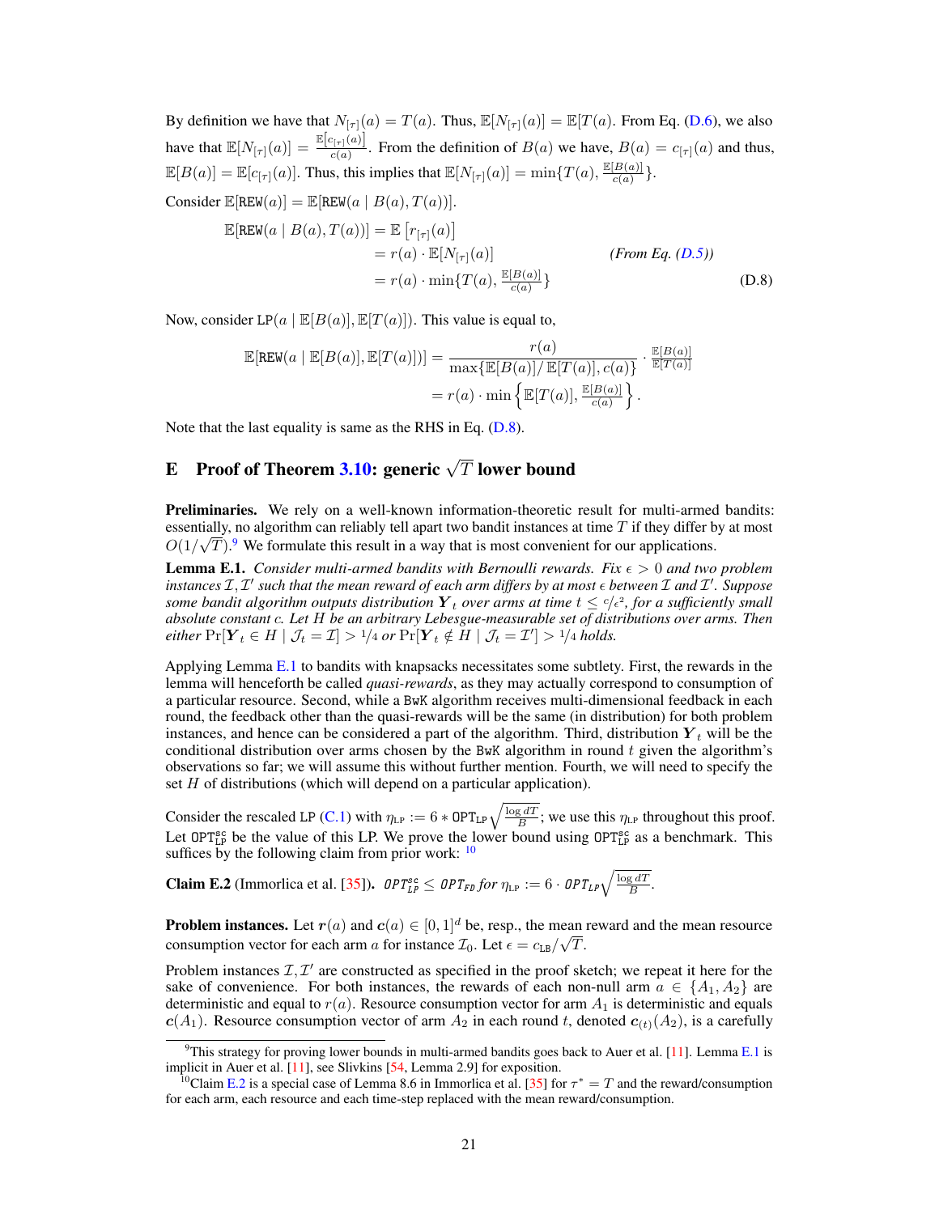By definition we have that $N_{[\tau]}(a) = T(a)$. Thus, $\mathbb{E}[N_{[\tau]}(a)] = \mathbb{E}[T(a)$. From Eq. (D.6), we also have that $\mathbb{E}[N_{[\tau]}(a)] = \frac{\mathbb{E}[c_{[\tau]}(a)]}{c(a)}$. From the definition of $B(a)$ we have, $B(a) = c_{[\tau]}(a)$ and thus, $\mathbb{E}[B(a)] = \mathbb{E}[c_{[\tau]}(a)]$. Thus, this implies that $\mathbb{E}[N_{[\tau]}(a)] = \min\{T(a), \frac{\mathbb{E}[B(a)]}{c(a)}\}$.

Consider $\mathbb{E}[\texttt{REW}(a)] = \mathbb{E}[\texttt{REW}(a \mid B(a), T(a))]$.

$$
\begin{aligned}
\mathbb{E}[\texttt{REW}(a \mid B(a), T(a))] &= \mathbb{E}\left[r_{[\tau]}(a)\right] \\
&= r(a) \cdot \mathbb{E}[N_{[\tau]}(a)] && \textit{(From Eq. (D.5))} \\
&= r(a) \cdot \min\{T(a), \tfrac{\mathbb{E}[B(a)]}{c(a)}\} && \text{(D.8)}
\end{aligned}
$$

Now, consider $\texttt{LP}(a \mid \mathbb{E}[B(a)], \mathbb{E}[T(a)])$. This value is equal to,

$$
\begin{aligned}
\mathbb{E}[\texttt{REW}(a \mid \mathbb{E}[B(a)], \mathbb{E}[T(a)])] &= \frac{r(a)}{\max\{\mathbb{E}[B(a)]/\,\mathbb{E}[T(a)], c(a)\}} \cdot \tfrac{\mathbb{E}[B(a)]}{\mathbb{E}[T(a)]} \\
&= r(a) \cdot \min\left\{\mathbb{E}[T(a)], \tfrac{\mathbb{E}[B(a)]}{c(a)}\right\}.
\end{aligned}
$$

Note that the last equality is same as the RHS in Eq. (D.8).

# E Proof of Theorem 3.10: generic $\sqrt{T}$ lower bound

**Preliminaries.** We rely on a well-known information-theoretic result for multi-armed bandits: essentially, no algorithm can reliably tell apart two bandit instances at time $T$ if they differ by at most $O(1/\sqrt{T})$.[9] We formulate this result in a way that is most convenient for our applications.

**Lemma E.1.** *Consider multi-armed bandits with Bernoulli rewards. Fix $\epsilon > 0$ and two problem instances $\mathcal{I}, \mathcal{I}'$ such that the mean reward of each arm differs by at most $\epsilon$ between $\mathcal{I}$ and $\mathcal{I}'$. Suppose some bandit algorithm outputs distribution $\boldsymbol{Y}_t$ over arms at time $t \leq c/\epsilon^2$, for a sufficiently small absolute constant $c$. Let $H$ be an arbitrary Lebesgue-measurable set of distributions over arms. Then either $\Pr[\boldsymbol{Y}_t \in H \mid \mathcal{J}_t = \mathcal{I}] > 1/4$ or $\Pr[\boldsymbol{Y}_t \notin H \mid \mathcal{J}_t = \mathcal{I}'] > 1/4$ holds.*

Applying Lemma E.1 to bandits with knapsacks necessitates some subtlety. First, the rewards in the lemma will henceforth be called *quasi-rewards*, as they may actually correspond to consumption of a particular resource. Second, while a BwK algorithm receives multi-dimensional feedback in each round, the feedback other than the quasi-rewards will be the same (in distribution) for both problem instances, and hence can be considered a part of the algorithm. Third, distribution $\boldsymbol{Y}_t$ will be the conditional distribution over arms chosen by the BwK algorithm in round $t$ given the algorithm's observations so far; we will assume this without further mention. Fourth, we will need to specify the set $H$ of distributions (which will depend on a particular application).

Consider the rescaled LP (C.1) with $\eta_{\texttt{LP}} := 6 * \texttt{OPT}_{\texttt{LP}} \sqrt{\frac{\log dT}{B}}$; we use this $\eta_{\texttt{LP}}$ throughout this proof. Let $\texttt{OPT}_{\texttt{LP}}^{\texttt{sc}}$ be the value of this LP. We prove the lower bound using $\texttt{OPT}_{\texttt{LP}}^{\texttt{sc}}$ as a benchmark. This suffices by the following claim from prior work: [10]

**Claim E.2** (Immorlica et al. [35]). *$\texttt{OPT}_{\texttt{LP}}^{\texttt{sc}} \leq \texttt{OPT}_{\texttt{FD}}$ for $\eta_{\texttt{LP}} := 6 \cdot \texttt{OPT}_{\texttt{LP}} \sqrt{\frac{\log dT}{B}}$.*

**Problem instances.** Let $\boldsymbol{r}(a)$ and $\boldsymbol{c}(a) \in [0,1]^d$ be, resp., the mean reward and the mean resource consumption vector for each arm $a$ for instance $\mathcal{I}_0$. Let $\epsilon = c_{\texttt{LB}}/\sqrt{T}$.

Problem instances $\mathcal{I}, \mathcal{I}'$ are constructed as specified in the proof sketch; we repeat it here for the sake of convenience. For both instances, the rewards of each non-null arm $a \in \{A_1, A_2\}$ are deterministic and equal to $r(a)$. Resource consumption vector for arm $A_1$ is deterministic and equals $\boldsymbol{c}(A_1)$. Resource consumption vector of arm $A_2$ in each round $t$, denoted $\boldsymbol{c}_{(t)}(A_2)$, is a carefully

[9] This strategy for proving lower bounds in multi-armed bandits goes back to Auer et al. [11]. Lemma E.1 is implicit in Auer et al. [11], see Slivkins [54, Lemma 2.9] for exposition.

[10] Claim E.2 is a special case of Lemma 8.6 in Immorlica et al. [35] for $\tau^* = T$ and the reward/consumption for each arm, each resource and each time-step replaced with the mean reward/consumption.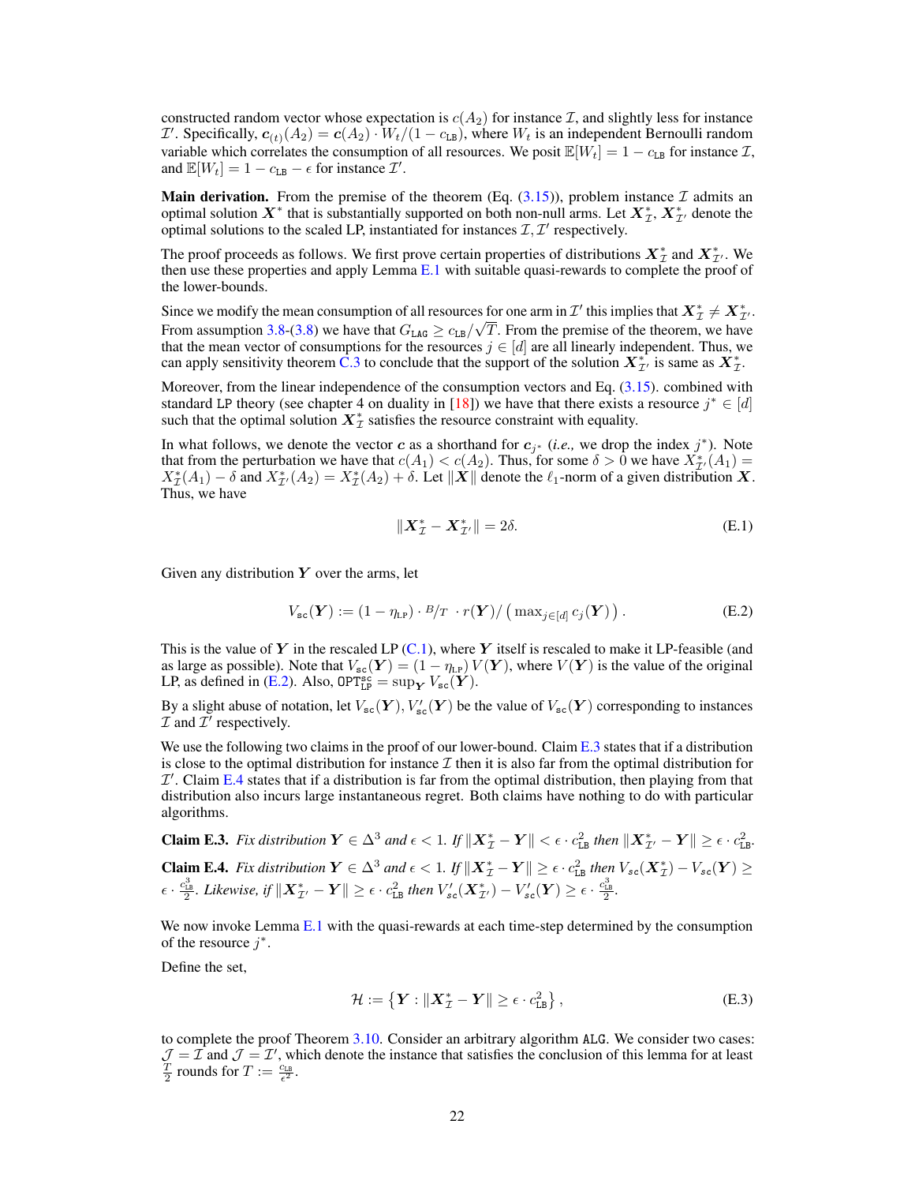constructed random vector whose expectation is $c(A_2)$ for instance $\mathcal{I}$, and slightly less for instance $\mathcal{I}'$. Specifically, $\boldsymbol{c}_{(t)}(A_2) = \boldsymbol{c}(A_2) \cdot W_t/(1 - c_{\texttt{LB}})$, where $W_t$ is an independent Bernoulli random variable which correlates the consumption of all resources. We posit $\mathbb{E}[W_t] = 1 - c_{\texttt{LB}}$ for instance $\mathcal{I}$, and $\mathbb{E}[W_t] = 1 - c_{\texttt{LB}} - \epsilon$ for instance $\mathcal{I}'$.

**Main derivation.** From the premise of the theorem (Eq. (3.15)), problem instance $\mathcal{I}$ admits an optimal solution $\boldsymbol{X}^*$ that is substantially supported on both non-null arms. Let $\boldsymbol{X}^*_{\mathcal{I}}$, $\boldsymbol{X}^*_{\mathcal{I}'}$ denote the optimal solutions to the scaled LP, instantiated for instances $\mathcal{I}, \mathcal{I}'$ respectively.

The proof proceeds as follows. We first prove certain properties of distributions $\boldsymbol{X}^*_{\mathcal{I}}$ and $\boldsymbol{X}^*_{\mathcal{I}'}$. We then use these properties and apply Lemma E.1 with suitable quasi-rewards to complete the proof of the lower-bounds.

Since we modify the mean consumption of all resources for one arm in $\mathcal{I}'$ this implies that $\boldsymbol{X}^*_{\mathcal{I}} \neq \boldsymbol{X}^*_{\mathcal{I}'}$. From assumption 3.8-(3.8) we have that $G_{\texttt{LAG}} \geq c_{\texttt{LB}}/\sqrt{T}$. From the premise of the theorem, we have that the mean vector of consumptions for the resources $j \in [d]$ are all linearly independent. Thus, we can apply sensitivity theorem C.3 to conclude that the support of the solution $\boldsymbol{X}^*_{\mathcal{I}'}$ is same as $\boldsymbol{X}^*_{\mathcal{I}}$.

Moreover, from the linear independence of the consumption vectors and Eq. (3.15). combined with standard LP theory (see chapter 4 on duality in [18]) we have that there exists a resource $j^* \in [d]$ such that the optimal solution $\boldsymbol{X}^*_{\mathcal{I}}$ satisfies the resource constraint with equality.

In what follows, we denote the vector $\boldsymbol{c}$ as a shorthand for $\boldsymbol{c}_{j^*}$ (*i.e.,* we drop the index $j^*$). Note that from the perturbation we have that $c(A_1) < c(A_2)$. Thus, for some $\delta > 0$ we have $X^*_{\mathcal{I}'}(A_1) = X^*_{\mathcal{I}}(A_1) - \delta$ and $X^*_{\mathcal{I}'}(A_2) = X^*_{\mathcal{I}}(A_2) + \delta$. Let $\|\boldsymbol{X}\|$ denote the $\ell_1$-norm of a given distribution $\boldsymbol{X}$. Thus, we have

$$\|\boldsymbol{X}^*_{\mathcal{I}} - \boldsymbol{X}^*_{\mathcal{I}'}\| = 2\delta. \tag{E.1}$$

Given any distribution $\boldsymbol{Y}$ over the arms, let

$$V_{\texttt{sc}}(\boldsymbol{Y}) := (1 - \eta_{\texttt{LP}}) \cdot {}^{B}/{}_{T} \; \cdot r(\boldsymbol{Y}) / \left( \max_{j \in [d]} c_j(\boldsymbol{Y}) \right). \tag{E.2}$$

This is the value of $\boldsymbol{Y}$ in the rescaled LP (C.1), where $\boldsymbol{Y}$ itself is rescaled to make it LP-feasible (and as large as possible). Note that $V_{\texttt{sc}}(\boldsymbol{Y}) = (1 - \eta_{\texttt{LP}})\, V(\boldsymbol{Y})$, where $V(\boldsymbol{Y})$ is the value of the original LP, as defined in (E.2). Also, $\texttt{OPT}^{\texttt{sc}}_{\texttt{LP}} = \sup_{\boldsymbol{Y}} V_{\texttt{sc}}(\boldsymbol{Y})$.

By a slight abuse of notation, let $V_{\texttt{sc}}(\boldsymbol{Y}), V'_{\texttt{sc}}(\boldsymbol{Y})$ be the value of $V_{\texttt{sc}}(\boldsymbol{Y})$ corresponding to instances $\mathcal{I}$ and $\mathcal{I}'$ respectively.

We use the following two claims in the proof of our lower-bound. Claim E.3 states that if a distribution is close to the optimal distribution for instance $\mathcal{I}$ then it is also far from the optimal distribution for $\mathcal{I}'$. Claim E.4 states that if a distribution is far from the optimal distribution, then playing from that distribution also incurs large instantaneous regret. Both claims have nothing to do with particular algorithms.

**Claim E.3.** *Fix distribution $\boldsymbol{Y} \in \Delta^3$ and $\epsilon < 1$. If $\|\boldsymbol{X}^*_{\mathcal{I}} - \boldsymbol{Y}\| < \epsilon \cdot c^2_{\texttt{LB}}$ then $\|\boldsymbol{X}^*_{\mathcal{I}'} - \boldsymbol{Y}\| \geq \epsilon \cdot c^2_{\texttt{LB}}$.*

**Claim E.4.** *Fix distribution $\boldsymbol{Y} \in \Delta^3$ and $\epsilon < 1$. If $\|\boldsymbol{X}^*_{\mathcal{I}} - \boldsymbol{Y}\| \geq \epsilon \cdot c^2_{\texttt{LB}}$ then $V_{sc}(\boldsymbol{X}^*_{\mathcal{I}}) - V_{sc}(\boldsymbol{Y}) \geq \epsilon \cdot \frac{c^3_{\texttt{LB}}}{2}$. Likewise, if $\|\boldsymbol{X}^*_{\mathcal{I}'} - \boldsymbol{Y}\| \geq \epsilon \cdot c^2_{\texttt{LB}}$ then $V'_{sc}(\boldsymbol{X}^*_{\mathcal{I}'}) - V'_{sc}(\boldsymbol{Y}) \geq \epsilon \cdot \frac{c^3_{\texttt{LB}}}{2}$.*

We now invoke Lemma E.1 with the quasi-rewards at each time-step determined by the consumption of the resource $j^*$.

Define the set,

$$\mathcal{H} := \left\{ \boldsymbol{Y} : \|\boldsymbol{X}^*_{\mathcal{I}} - \boldsymbol{Y}\| \geq \epsilon \cdot c^2_{\texttt{LB}} \right\}, \tag{E.3}$$

to complete the proof Theorem 3.10. Consider an arbitrary algorithm ALG. We consider two cases: $\mathcal{J} = \mathcal{I}$ and $\mathcal{J} = \mathcal{I}'$, which denote the instance that satisfies the conclusion of this lemma for at least $\frac{T}{2}$ rounds for $T := \frac{c_{\texttt{LB}}}{\epsilon^2}$.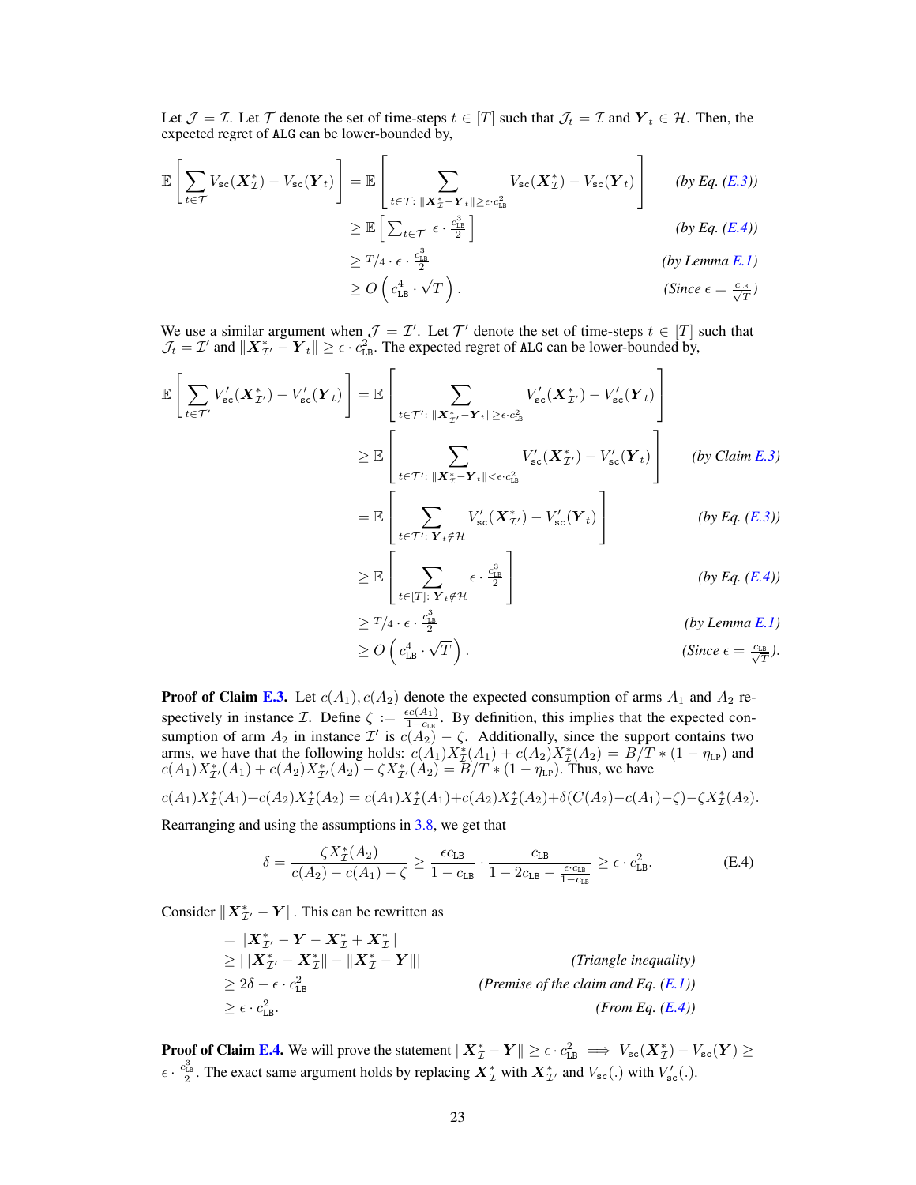Let $\mathcal{J} = \mathcal{I}$. Let $\mathcal{T}$ denote the set of time-steps $t \in [T]$ such that $\mathcal{J}_t = \mathcal{I}$ and $\boldsymbol{Y}_t \in \mathcal{H}$. Then, the expected regret of ALG can be lower-bounded by,

$$
\begin{aligned}
\mathbb{E}\left[\sum_{t \in \mathcal{T}} V_{\mathtt{sc}}(\boldsymbol{X}^*_{\mathcal{I}}) - V_{\mathtt{sc}}(\boldsymbol{Y}_t)\right] &= \mathbb{E}\left[\sum_{t \in \mathcal{T}\colon \|\boldsymbol{X}^*_{\mathcal{I}} - \boldsymbol{Y}_t\| \geq \epsilon \cdot c_{\mathtt{LB}}^2} V_{\mathtt{sc}}(\boldsymbol{X}^*_{\mathcal{I}}) - V_{\mathtt{sc}}(\boldsymbol{Y}_t)\right] && \textit{(by Eq. (E.3))} \\
&\geq \mathbb{E}\left[\textstyle\sum_{t \in \mathcal{T}} \epsilon \cdot \frac{c_{\mathtt{LB}}^3}{2}\right] && \textit{(by Eq. (E.4))} \\
&\geq T/4 \cdot \epsilon \cdot \tfrac{c_{\mathtt{LB}}^3}{2} && \textit{(by Lemma E.1)} \\
&\geq O\left(c_{\mathtt{LB}}^4 \cdot \sqrt{T}\right). && \textit{(Since } \epsilon = \tfrac{c_{\mathtt{LB}}}{\sqrt{T}}\textit{)}
\end{aligned}
$$

We use a similar argument when $\mathcal{J} = \mathcal{I}'$. Let $\mathcal{T}'$ denote the set of time-steps $t \in [T]$ such that $\mathcal{J}_t = \mathcal{I}'$ and $\|\boldsymbol{X}^*_{\mathcal{I}'} - \boldsymbol{Y}_t\| \geq \epsilon \cdot c_{\mathtt{LB}}^2$. The expected regret of ALG can be lower-bounded by,

$$
\begin{aligned}
\mathbb{E}\left[\sum_{t \in \mathcal{T}'} V'_{\mathtt{sc}}(\boldsymbol{X}^*_{\mathcal{I}'}) - V'_{\mathtt{sc}}(\boldsymbol{Y}_t)\right] &= \mathbb{E}\left[\sum_{t \in \mathcal{T}'\colon \|\boldsymbol{X}^*_{\mathcal{I}'} - \boldsymbol{Y}_t\| \geq \epsilon \cdot c_{\mathtt{LB}}^2} V'_{\mathtt{sc}}(\boldsymbol{X}^*_{\mathcal{I}'}) - V'_{\mathtt{sc}}(\boldsymbol{Y}_t)\right] \\
&\geq \mathbb{E}\left[\sum_{t \in \mathcal{T}'\colon \|\boldsymbol{X}^*_{\mathcal{I}} - \boldsymbol{Y}_t\| < \epsilon \cdot c_{\mathtt{LB}}^2} V'_{\mathtt{sc}}(\boldsymbol{X}^*_{\mathcal{I}'}) - V'_{\mathtt{sc}}(\boldsymbol{Y}_t)\right] && \textit{(by Claim E.3)} \\
&= \mathbb{E}\left[\sum_{t \in \mathcal{T}'\colon \boldsymbol{Y}_t \notin \mathcal{H}} V'_{\mathtt{sc}}(\boldsymbol{X}^*_{\mathcal{I}'}) - V'_{\mathtt{sc}}(\boldsymbol{Y}_t)\right] && \textit{(by Eq. (E.3))} \\
&\geq \mathbb{E}\left[\sum_{t \in [T]\colon \boldsymbol{Y}_t \notin \mathcal{H}} \epsilon \cdot \frac{c_{\mathtt{LB}}^3}{2}\right] && \textit{(by Eq. (E.4))} \\
&\geq T/4 \cdot \epsilon \cdot \tfrac{c_{\mathtt{LB}}^3}{2} && \textit{(by Lemma E.1)} \\
&\geq O\left(c_{\mathtt{LB}}^4 \cdot \sqrt{T}\right). && \textit{(Since } \epsilon = \tfrac{c_{\mathtt{LB}}}{\sqrt{T}}\textit{).}
\end{aligned}
$$

**Proof of Claim E.3.** Let $c(A_1), c(A_2)$ denote the expected consumption of arms $A_1$ and $A_2$ respectively in instance $\mathcal{I}$. Define $\zeta := \frac{\epsilon c(A_1)}{1 - c_{\mathtt{LB}}}$. By definition, this implies that the expected consumption of arm $A_2$ in instance $\mathcal{I}'$ is $c(A_2) - \zeta$. Additionally, since the support contains two arms, we have that the following holds: $c(A_1)X^*_{\mathcal{I}}(A_1) + c(A_2)X^*_{\mathcal{I}}(A_2) = B/T * (1 - \eta_{\mathtt{LP}})$ and $c(A_1)X^*_{\mathcal{I}'}(A_1) + c(A_2)X^*_{\mathcal{I}'}(A_2) - \zeta X^*_{\mathcal{I}'}(A_2) = B/T * (1 - \eta_{\mathtt{LP}})$. Thus, we have

$$
c(A_1)X^*_{\mathcal{I}}(A_1) + c(A_2)X^*_{\mathcal{I}}(A_2) = c(A_1)X^*_{\mathcal{I}}(A_1) + c(A_2)X^*_{\mathcal{I}}(A_2) + \delta(C(A_2) - c(A_1) - \zeta) - \zeta X^*_{\mathcal{I}}(A_2).
$$

Rearranging and using the assumptions in 3.8, we get that

$$
\delta = \frac{\zeta X^*_{\mathcal{I}}(A_2)}{c(A_2) - c(A_1) - \zeta} \geq \frac{\epsilon c_{\mathtt{LB}}}{1 - c_{\mathtt{LB}}} \cdot \frac{c_{\mathtt{LB}}}{1 - 2c_{\mathtt{LB}} - \frac{\epsilon \cdot c_{\mathtt{LB}}}{1 - c_{\mathtt{LB}}}} \geq \epsilon \cdot c_{\mathtt{LB}}^2. \tag{E.4}
$$

Consider $\|\boldsymbol{X}^*_{\mathcal{I}'} - \boldsymbol{Y}\|$. This can be rewritten as

$$
\begin{aligned}
&= \|\boldsymbol{X}^*_{\mathcal{I}'} - \boldsymbol{Y} - \boldsymbol{X}^*_{\mathcal{I}} + \boldsymbol{X}^*_{\mathcal{I}}\| \\
&\geq |\|\boldsymbol{X}^*_{\mathcal{I}'} - \boldsymbol{X}^*_{\mathcal{I}}\| - \|\boldsymbol{X}^*_{\mathcal{I}} - \boldsymbol{Y}\|| && \textit{(Triangle inequality)} \\
&\geq 2\delta - \epsilon \cdot c_{\mathtt{LB}}^2 && \textit{(Premise of the claim and Eq. (E.1))} \\
&\geq \epsilon \cdot c_{\mathtt{LB}}^2. && \textit{(From Eq. (E.4))}
\end{aligned}
$$

**Proof of Claim E.4.** We will prove the statement $\|\boldsymbol{X}^*_{\mathcal{I}} - \boldsymbol{Y}\| \geq \epsilon \cdot c_{\mathtt{LB}}^2 \implies V_{\mathtt{sc}}(\boldsymbol{X}^*_{\mathcal{I}}) - V_{\mathtt{sc}}(\boldsymbol{Y}) \geq \epsilon \cdot \frac{c_{\mathtt{LB}}^3}{2}$. The exact same argument holds by replacing $\boldsymbol{X}^*_{\mathcal{I}}$ with $\boldsymbol{X}^*_{\mathcal{I}'}$ and $V_{\mathtt{sc}}(.)$ with $V'_{\mathtt{sc}}(.)$.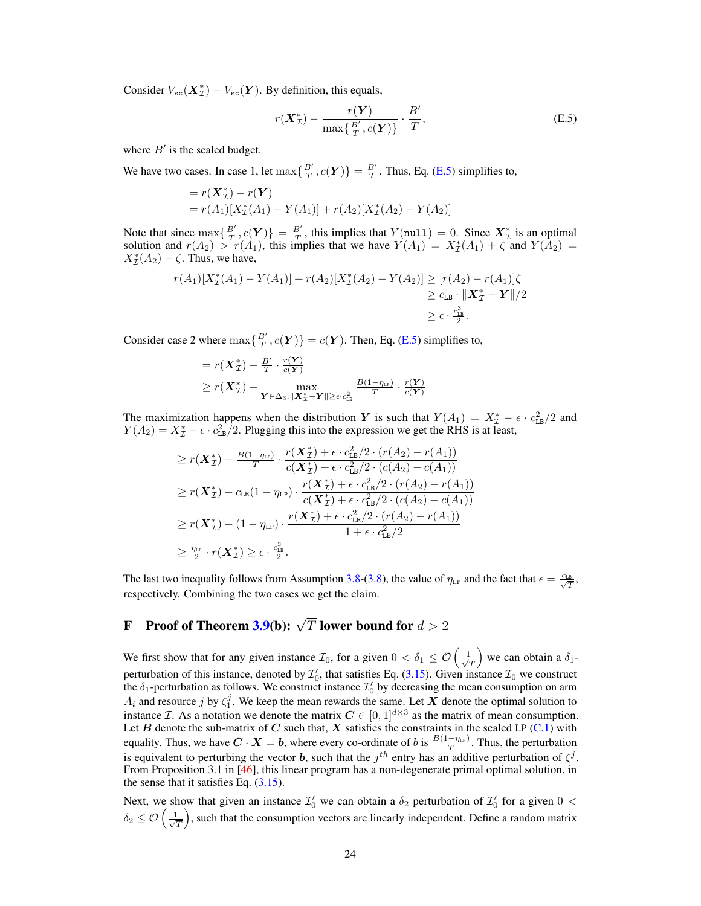Consider $V_{\texttt{sc}}(\boldsymbol{X}^*_{\mathcal{I}}) - V_{\texttt{sc}}(\boldsymbol{Y})$. By definition, this equals,

$$
r(\boldsymbol{X}^*_{\mathcal{I}}) - \frac{r(\boldsymbol{Y})}{\max\{\frac{B'}{T}, c(\boldsymbol{Y})\}} \cdot \frac{B'}{T}, \tag{E.5}
$$

where $B'$ is the scaled budget.

We have two cases. In case 1, let $\max\{\frac{B'}{T}, c(\boldsymbol{Y})\} = \frac{B'}{T}$. Thus, Eq. (E.5) simplifies to,

$$
\begin{aligned}
&= r(\boldsymbol{X}^*_{\mathcal{I}}) - r(\boldsymbol{Y}) \\
&= r(A_1)[X^*_{\mathcal{I}}(A_1) - Y(A_1)] + r(A_2)[X^*_{\mathcal{I}}(A_2) - Y(A_2)]
\end{aligned}
$$

Note that since $\max\{\frac{B'}{T}, c(\boldsymbol{Y})\} = \frac{B'}{T}$, this implies that $Y(\texttt{null}) = 0$. Since $\boldsymbol{X}^*_{\mathcal{I}}$ is an optimal solution and $r(A_2) > r(A_1)$, this implies that we have $Y(A_1) = X^*_{\mathcal{I}}(A_1) + \zeta$ and $Y(A_2) = X^*_{\mathcal{I}}(A_2) - \zeta$. Thus, we have,

$$
\begin{aligned}
r(A_1)[X^*_{\mathcal{I}}(A_1) - Y(A_1)] + r(A_2)[X^*_{\mathcal{I}}(A_2) - Y(A_2)] &\geq [r(A_2) - r(A_1)]\zeta \\
&\geq c_{\texttt{LB}} \cdot \|\boldsymbol{X}^*_{\mathcal{I}} - \boldsymbol{Y}\|/2 \\
&\geq \epsilon \cdot \tfrac{c^3_{\texttt{LB}}}{2}.
\end{aligned}
$$

Consider case 2 where $\max\{\frac{B'}{T}, c(\boldsymbol{Y})\} = c(\boldsymbol{Y})$. Then, Eq. (E.5) simplifies to,

$$
\begin{aligned}
&= r(\boldsymbol{X}^*_{\mathcal{I}}) - \tfrac{B'}{T} \cdot \tfrac{r(\boldsymbol{Y})}{c(\boldsymbol{Y})} \\
&\geq r(\boldsymbol{X}^*_{\mathcal{I}}) - \max_{\boldsymbol{Y} \in \Delta_3 : \|\boldsymbol{X}^*_{\mathcal{I}} - \boldsymbol{Y}\| \geq \epsilon \cdot c^2_{\texttt{LB}}} \tfrac{B(1-\eta_{\texttt{LP}})}{T} \cdot \tfrac{r(\boldsymbol{Y})}{c(\boldsymbol{Y})}
\end{aligned}
$$

The maximization happens when the distribution $\boldsymbol{Y}$ is such that $Y(A_1) = X^*_{\mathcal{I}} - \epsilon \cdot c^2_{\texttt{LB}}/2$ and $Y(A_2) = X^*_{\mathcal{I}} - \epsilon \cdot c^2_{\texttt{LB}}/2$. Plugging this into the expression we get the RHS is at least,

$$
\begin{aligned}
&\geq r(\boldsymbol{X}^*_{\mathcal{I}}) - \tfrac{B(1-\eta_{\texttt{LP}})}{T} \cdot \frac{r(\boldsymbol{X}^*_{\mathcal{I}}) + \epsilon \cdot c^2_{\texttt{LB}}/2 \cdot (r(A_2) - r(A_1))}{c(\boldsymbol{X}^*_{\mathcal{I}}) + \epsilon \cdot c^2_{\texttt{LB}}/2 \cdot (c(A_2) - c(A_1))} \\
&\geq r(\boldsymbol{X}^*_{\mathcal{I}}) - c_{\texttt{LB}}(1-\eta_{\texttt{LP}}) \cdot \frac{r(\boldsymbol{X}^*_{\mathcal{I}}) + \epsilon \cdot c^2_{\texttt{LB}}/2 \cdot (r(A_2) - r(A_1))}{c(\boldsymbol{X}^*_{\mathcal{I}}) + \epsilon \cdot c^2_{\texttt{LB}}/2 \cdot (c(A_2) - c(A_1))} \\
&\geq r(\boldsymbol{X}^*_{\mathcal{I}}) - (1-\eta_{\texttt{LP}}) \cdot \frac{r(\boldsymbol{X}^*_{\mathcal{I}}) + \epsilon \cdot c^2_{\texttt{LB}}/2 \cdot (r(A_2) - r(A_1))}{1 + \epsilon \cdot c^2_{\texttt{LB}}/2} \\
&\geq \tfrac{\eta_{\texttt{LP}}}{2} \cdot r(\boldsymbol{X}^*_{\mathcal{I}}) \geq \epsilon \cdot \tfrac{c^3_{\texttt{LB}}}{2}.
\end{aligned}
$$

The last two inequality follows from Assumption 3.8-(3.8), the value of $\eta_{\texttt{LP}}$ and the fact that $\epsilon = \frac{c_{\texttt{LB}}}{\sqrt{T}}$, respectively. Combining the two cases we get the claim.

# F Proof of Theorem 3.9(b): $\sqrt{T}$ lower bound for $d > 2$

We first show that for any given instance $\mathcal{I}_0$, for a given $0 < \delta_1 \leq \mathcal{O}\left(\frac{1}{\sqrt{T}}\right)$ we can obtain a $\delta_1$-perturbation of this instance, denoted by $\mathcal{I}'_0$, that satisfies Eq. (3.15). Given instance $\mathcal{I}_0$ we construct the $\delta_1$-perturbation as follows. We construct instance $\mathcal{I}'_0$ by decreasing the mean consumption on arm $A_i$ and resource $j$ by $\zeta^j_1$. We keep the mean rewards the same. Let $\boldsymbol{X}$ denote the optimal solution to instance $\mathcal{I}$. As a notation we denote the matrix $\boldsymbol{C} \in [0,1]^{d \times 3}$ as the matrix of mean consumption. Let $\boldsymbol{B}$ denote the sub-matrix of $\boldsymbol{C}$ such that, $\boldsymbol{X}$ satisfies the constraints in the scaled LP (C.1) with equality. Thus, we have $\boldsymbol{C} \cdot \boldsymbol{X} = \boldsymbol{b}$, where every co-ordinate of $b$ is $\frac{B(1-\eta_{\texttt{LP}})}{T}$. Thus, the perturbation is equivalent to perturbing the vector $\boldsymbol{b}$, such that the $j^{th}$ entry has an additive perturbation of $\zeta^j$. From Proposition 3.1 in [46], this linear program has a non-degenerate primal optimal solution, in the sense that it satisfies Eq. (3.15).

Next, we show that given an instance $\mathcal{I}'_0$ we can obtain a $\delta_2$ perturbation of $\mathcal{I}'_0$ for a given $0 < \delta_2 \leq \mathcal{O}\left(\frac{1}{\sqrt{T}}\right)$, such that the consumption vectors are linearly independent. Define a random matrix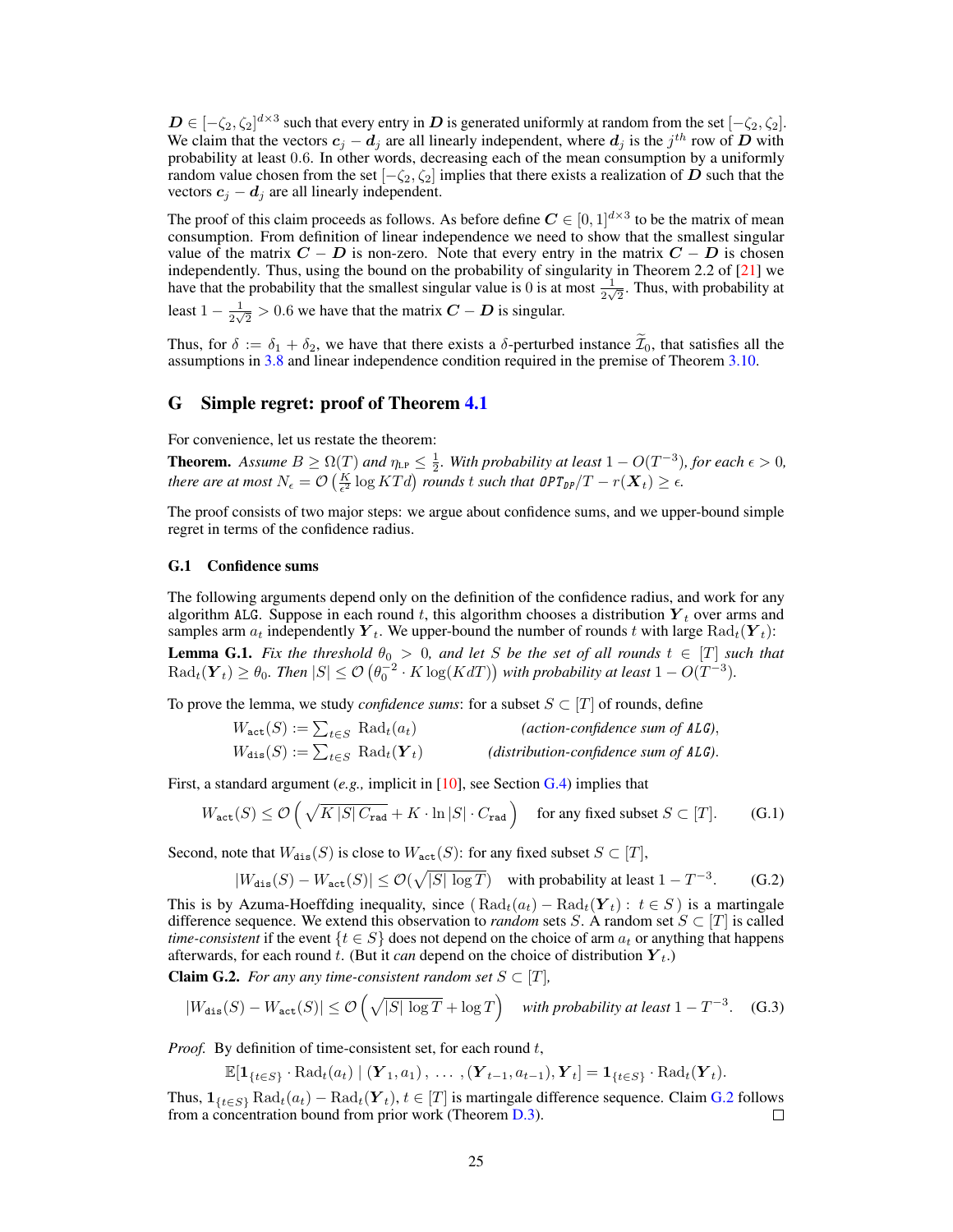$\boldsymbol{D} \in [-\zeta_2, \zeta_2]^{d\times 3}$ such that every entry in $\boldsymbol{D}$ is generated uniformly at random from the set $[-\zeta_2, \zeta_2]$. We claim that the vectors $\boldsymbol{c}_j - \boldsymbol{d}_j$ are all linearly independent, where $\boldsymbol{d}_j$ is the $j^{th}$ row of $\boldsymbol{D}$ with probability at least 0.6. In other words, decreasing each of the mean consumption by a uniformly random value chosen from the set $[-\zeta_2, \zeta_2]$ implies that there exists a realization of $\boldsymbol{D}$ such that the vectors $\boldsymbol{c}_j - \boldsymbol{d}_j$ are all linearly independent.

The proof of this claim proceeds as follows. As before define $\boldsymbol{C} \in [0,1]^{d\times 3}$ to be the matrix of mean consumption. From definition of linear independence we need to show that the smallest singular value of the matrix $\boldsymbol{C} - \boldsymbol{D}$ is non-zero. Note that every entry in the matrix $\boldsymbol{C} - \boldsymbol{D}$ is chosen independently. Thus, using the bound on the probability of singularity in Theorem 2.2 of [21] we have that the probability that the smallest singular value is 0 is at most $\frac{1}{2\sqrt{2}}$. Thus, with probability at least $1 - \frac{1}{2\sqrt{2}} > 0.6$ we have that the matrix $\boldsymbol{C} - \boldsymbol{D}$ is singular.

Thus, for $\delta := \delta_1 + \delta_2$, we have that there exists a $\delta$-perturbed instance $\widetilde{\mathcal{I}}_0$, that satisfies all the assumptions in 3.8 and linear independence condition required in the premise of Theorem 3.10.

## G Simple regret: proof of Theorem 4.1

For convenience, let us restate the theorem:

**Theorem.** *Assume $B \geq \Omega(T)$ and $\eta_{\texttt{LP}} \leq \frac{1}{2}$. With probability at least $1 - O(T^{-3})$, for each $\epsilon > 0$, there are at most $N_\epsilon = \mathcal{O}\left(\frac{K}{\epsilon^2}\log KTd\right)$ rounds $t$ such that $\texttt{OPT}_{\texttt{DP}}/T - r(\boldsymbol{X}_t) \geq \epsilon$.*

The proof consists of two major steps: we argue about confidence sums, and we upper-bound simple regret in terms of the confidence radius.

### G.1 Confidence sums

The following arguments depend only on the definition of the confidence radius, and work for any algorithm $\texttt{ALG}$. Suppose in each round $t$, this algorithm chooses a distribution $\boldsymbol{Y}_t$ over arms and samples arm $a_t$ independently $\boldsymbol{Y}_t$. We upper-bound the number of rounds $t$ with large $\mathrm{Rad}_t(\boldsymbol{Y}_t)$:

**Lemma G.1.** *Fix the threshold $\theta_0 > 0$, and let $S$ be the set of all rounds $t \in [T]$ such that $\mathrm{Rad}_t(\boldsymbol{Y}_t) \geq \theta_0$. Then $|S| \leq \mathcal{O}\left(\theta_0^{-2}\cdot K\log(KdT)\right)$ with probability at least $1 - O(T^{-3})$.*

To prove the lemma, we study *confidence sums*: for a subset $S \subset [T]$ of rounds, define

$$W_{\texttt{act}}(S) := \textstyle\sum_{t\in S}\ \mathrm{Rad}_t(a_t) \qquad\qquad \textit{(action-confidence sum of ALG)},$$
$$W_{\texttt{dis}}(S) := \textstyle\sum_{t\in S}\ \mathrm{Rad}_t(\boldsymbol{Y}_t) \qquad\qquad \textit{(distribution-confidence sum of ALG)}.$$

First, a standard argument (*e.g.,* implicit in [10], see Section G.4) implies that

$$W_{\texttt{act}}(S) \leq \mathcal{O}\left(\sqrt{K\,|S|\,C_{\texttt{rad}}} + K\cdot\ln|S|\cdot C_{\texttt{rad}}\right) \quad \text{for any fixed subset } S \subset [T]. \tag{G.1}$$

Second, note that $W_{\texttt{dis}}(S)$ is close to $W_{\texttt{act}}(S)$: for any fixed subset $S \subset [T]$,

$$|W_{\texttt{dis}}(S) - W_{\texttt{act}}(S)| \leq \mathcal{O}(\sqrt{|S|\,\log T}) \quad \text{with probability at least } 1 - T^{-3}. \tag{G.2}$$

This is by Azuma-Hoeffding inequality, since $(\,\mathrm{Rad}_t(a_t) - \mathrm{Rad}_t(\boldsymbol{Y}_t):\ t\in S\,)$ is a martingale difference sequence. We extend this observation to *random* sets $S$. A random set $S \subset [T]$ is called *time-consistent* if the event $\{t \in S\}$ does not depend on the choice of arm $a_t$ or anything that happens afterwards, for each round $t$. (But it *can* depend on the choice of distribution $\boldsymbol{Y}_t$.)

**Claim G.2.** *For any any time-consistent random set $S \subset [T]$,*

$$|W_{\texttt{dis}}(S) - W_{\texttt{act}}(S)| \leq \mathcal{O}\left(\sqrt{|S|\,\log T} + \log T\right) \quad \textit{with probability at least } 1 - T^{-3}. \tag{G.3}$$

*Proof.* By definition of time-consistent set, for each round $t$,

$$\mathbb{E}[\mathbf{1}_{\{t\in S\}}\cdot \mathrm{Rad}_t(a_t) \mid (\boldsymbol{Y}_1, a_1)\,,\ \ldots\ ,(\boldsymbol{Y}_{t-1}, a_{t-1}), \boldsymbol{Y}_t] = \mathbf{1}_{\{t\in S\}}\cdot \mathrm{Rad}_t(\boldsymbol{Y}_t).$$

Thus, $\mathbf{1}_{\{t\in S\}}\,\mathrm{Rad}_t(a_t) - \mathrm{Rad}_t(\boldsymbol{Y}_t), t \in [T]$ is martingale difference sequence. Claim G.2 follows from a concentration bound from prior work (Theorem D.3). □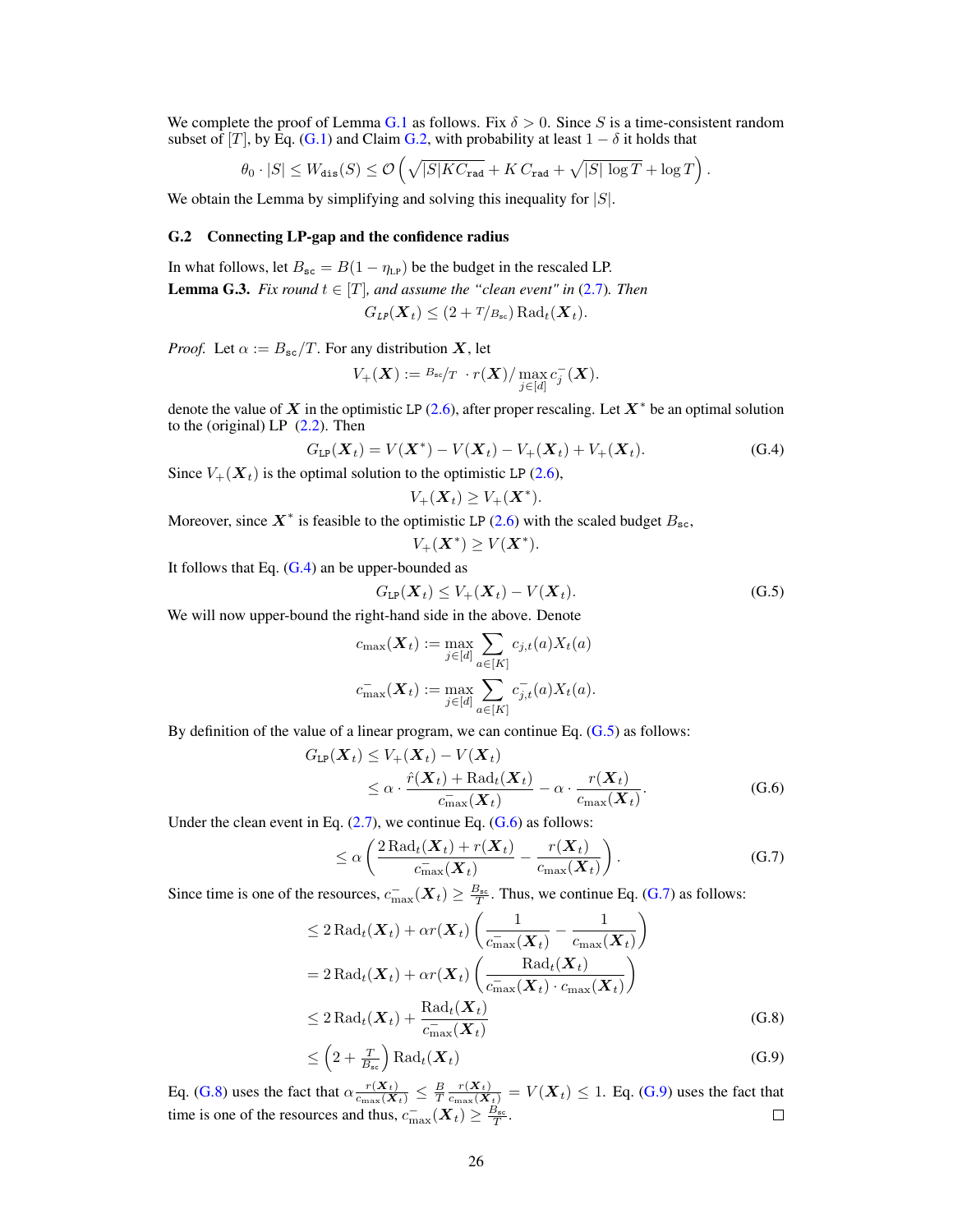We complete the proof of Lemma G.1 as follows. Fix $\delta > 0$. Since $S$ is a time-consistent random subset of $[T]$, by Eq. (G.1) and Claim G.2, with probability at least $1 - \delta$ it holds that

$$\theta_0 \cdot |S| \leq W_{\texttt{dis}}(S) \leq \mathcal{O}\left(\sqrt{|S| K C_{\texttt{rad}}} + K\, C_{\texttt{rad}} + \sqrt{|S|\, \log T} + \log T\right).$$

We obtain the Lemma by simplifying and solving this inequality for $|S|$.

## G.2 Connecting LP-gap and the confidence radius

In what follows, let $B_{\texttt{sc}} = B(1 - \eta_{\texttt{LP}})$ be the budget in the rescaled LP.

**Lemma G.3.** *Fix round $t \in [T]$, and assume the "clean event" in (2.7). Then*

$$G_{LP}(\boldsymbol{X}_t) \leq (2 + T/B_{\texttt{sc}})\, \mathrm{Rad}_t(\boldsymbol{X}_t).$$

*Proof.* Let $\alpha := B_{\texttt{sc}}/T$. For any distribution $\boldsymbol{X}$, let

$$V_+(\boldsymbol{X}) := B_{\texttt{sc}}/T \;\cdot r(\boldsymbol{X}) / \max_{j \in [d]} c_j^-(\boldsymbol{X}).$$

denote the value of $\boldsymbol{X}$ in the optimistic LP (2.6), after proper rescaling. Let $\boldsymbol{X}^*$ be an optimal solution to the (original) LP (2.2). Then

$$G_{\texttt{LP}}(\boldsymbol{X}_t) = V(\boldsymbol{X}^*) - V(\boldsymbol{X}_t) - V_+(\boldsymbol{X}_t) + V_+(\boldsymbol{X}_t). \tag{G.4}$$

Since $V_+(\boldsymbol{X}_t)$ is the optimal solution to the optimistic LP (2.6),

$$V_+(\boldsymbol{X}_t) \geq V_+(\boldsymbol{X}^*).$$

Moreover, since $\boldsymbol{X}^*$ is feasible to the optimistic LP (2.6) with the scaled budget $B_{\texttt{sc}}$,

$$V_+(\boldsymbol{X}^*) \geq V(\boldsymbol{X}^*).$$

It follows that Eq. (G.4) an be upper-bounded as

$$G_{\texttt{LP}}(\boldsymbol{X}_t) \leq V_+(\boldsymbol{X}_t) - V(\boldsymbol{X}_t). \tag{G.5}$$

We will now upper-bound the right-hand side in the above. Denote

$$c_{\max}(\boldsymbol{X}_t) := \max_{j \in [d]} \sum_{a \in [K]} c_{j,t}(a) X_t(a)$$

$$c_{\max}^-(\boldsymbol{X}_t) := \max_{j \in [d]} \sum_{a \in [K]} c_{j,t}^-(a) X_t(a).$$

By definition of the value of a linear program, we can continue Eq. (G.5) as follows:

$$\begin{aligned} G_{\texttt{LP}}(\boldsymbol{X}_t) &\leq V_+(\boldsymbol{X}_t) - V(\boldsymbol{X}_t) \\ &\leq \alpha \cdot \frac{\hat{r}(\boldsymbol{X}_t) + \mathrm{Rad}_t(\boldsymbol{X}_t)}{c_{\max}^-(\boldsymbol{X}_t)} - \alpha \cdot \frac{r(\boldsymbol{X}_t)}{c_{\max}(\boldsymbol{X}_t)}. \end{aligned} \tag{G.6}$$

Under the clean event in Eq. (2.7), we continue Eq. (G.6) as follows:

$$\leq \alpha \left( \frac{2\,\mathrm{Rad}_t(\boldsymbol{X}_t) + r(\boldsymbol{X}_t)}{c_{\max}^-(\boldsymbol{X}_t)} - \frac{r(\boldsymbol{X}_t)}{c_{\max}(\boldsymbol{X}_t)} \right). \tag{G.7}$$

Since time is one of the resources, $c_{\max}^-(\boldsymbol{X}_t) \geq \frac{B_{\texttt{sc}}}{T}$. Thus, we continue Eq. (G.7) as follows:

$$\begin{aligned} &\leq 2\,\mathrm{Rad}_t(\boldsymbol{X}_t) + \alpha r(\boldsymbol{X}_t) \left( \frac{1}{c_{\max}^-(\boldsymbol{X}_t)} - \frac{1}{c_{\max}(\boldsymbol{X}_t)} \right) \\ &= 2\,\mathrm{Rad}_t(\boldsymbol{X}_t) + \alpha r(\boldsymbol{X}_t) \left( \frac{\mathrm{Rad}_t(\boldsymbol{X}_t)}{c_{\max}^-(\boldsymbol{X}_t) \cdot c_{\max}(\boldsymbol{X}_t)} \right) \\ &\leq 2\,\mathrm{Rad}_t(\boldsymbol{X}_t) + \frac{\mathrm{Rad}_t(\boldsymbol{X}_t)}{c_{\max}^-(\boldsymbol{X}_t)} &\text{(G.8)} \\ &\leq \left(2 + \tfrac{T}{B_{\texttt{sc}}}\right) \mathrm{Rad}_t(\boldsymbol{X}_t) &\text{(G.9)} \end{aligned}$$

Eq. (G.8) uses the fact that $\alpha \frac{r(\boldsymbol{X}_t)}{c_{\max}(\boldsymbol{X}_t)} \leq \frac{B}{T} \frac{r(\boldsymbol{X}_t)}{c_{\max}(\boldsymbol{X}_t)} = V(\boldsymbol{X}_t) \leq 1$. Eq. (G.9) uses the fact that time is one of the resources and thus, $c_{\max}^-(\boldsymbol{X}_t) \geq \frac{B_{\texttt{sc}}}{T}$. $\square$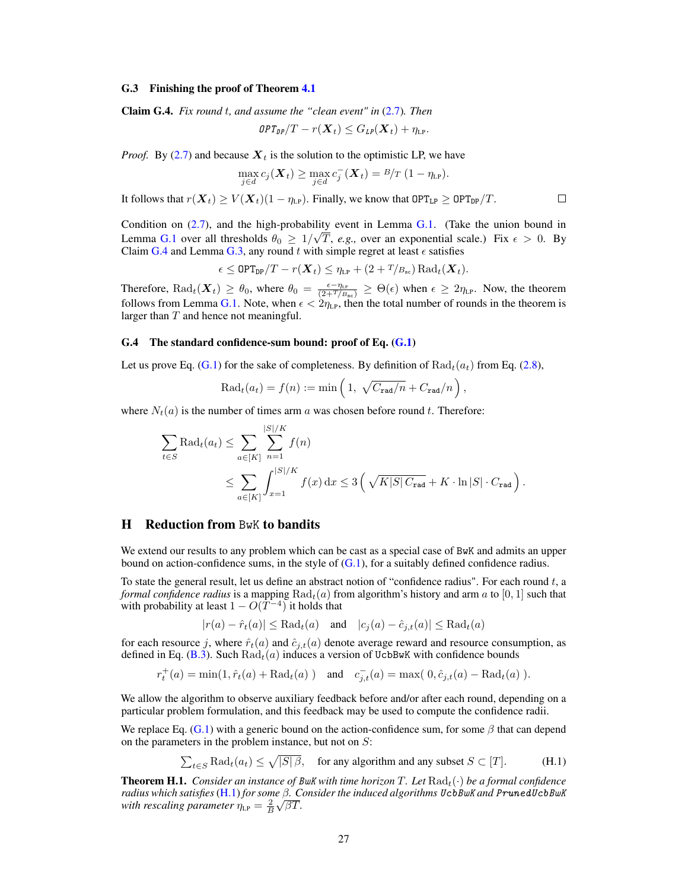### G.3 Finishing the proof of Theorem 4.1

**Claim G.4.** *Fix round $t$, and assume the "clean event" in (2.7). Then*

$$\texttt{OPT}_{\texttt{DP}}/T - r(\boldsymbol{X}_t) \leq G_{\texttt{LP}}(\boldsymbol{X}_t) + \eta_{\text{LP}}.$$

*Proof.* By (2.7) and because $\boldsymbol{X}_t$ is the solution to the optimistic LP, we have

$$\max_{j \in d} c_j(\boldsymbol{X}_t) \geq \max_{j \in d} c_j^-(\boldsymbol{X}_t) = {}^B\!/T\,(1 - \eta_{\text{LP}}).$$

It follows that $r(\boldsymbol{X}_t) \geq V(\boldsymbol{X}_t)(1 - \eta_{\text{LP}})$. Finally, we know that $\texttt{OPT}_{\texttt{LP}} \geq \texttt{OPT}_{\texttt{DP}}/T$. □

Condition on (2.7), and the high-probability event in Lemma G.1. (Take the union bound in Lemma G.1 over all thresholds $\theta_0 \geq 1/\sqrt{T}$, *e.g.,* over an exponential scale.) Fix $\epsilon > 0$. By Claim G.4 and Lemma G.3, any round $t$ with simple regret at least $\epsilon$ satisfies

$$\epsilon \leq \texttt{OPT}_{\texttt{DP}}/T - r(\boldsymbol{X}_t) \leq \eta_{\text{LP}} + (2 + {}^T\!/_{B_{\text{sc}}})\,\text{Rad}_t(\boldsymbol{X}_t).$$

Therefore, $\text{Rad}_t(\boldsymbol{X}_t) \geq \theta_0$, where $\theta_0 = \frac{\epsilon - \eta_{\text{LP}}}{(2 + T/B_{\text{sc}})} \geq \Theta(\epsilon)$ when $\epsilon \geq 2\eta_{\text{LP}}$. Now, the theorem follows from Lemma G.1. Note, when $\epsilon < 2\eta_{\text{LP}}$, then the total number of rounds in the theorem is larger than $T$ and hence not meaningful.

### G.4 The standard confidence-sum bound: proof of Eq. (G.1)

Let us prove Eq. (G.1) for the sake of completeness. By definition of $\text{Rad}_t(a_t)$ from Eq. (2.8),

$$\text{Rad}_t(a_t) = f(n) := \min\left(1,\ \sqrt{C_{\texttt{rad}}/n} + C_{\texttt{rad}}/n\right),$$

where $N_t(a)$ is the number of times arm $a$ was chosen before round $t$. Therefore:

$$\begin{aligned}
\sum_{t \in S} \text{Rad}_t(a_t) &\leq \sum_{a \in [K]} \sum_{n=1}^{|S|/K} f(n) \\
&\leq \sum_{a \in [K]} \int_{x=1}^{|S|/K} f(x)\,\mathrm{d}x \leq 3\left(\sqrt{K|S|\,C_{\texttt{rad}}} + K \cdot \ln|S| \cdot C_{\texttt{rad}}\right).
\end{aligned}$$

## H Reduction from BwK to bandits

We extend our results to any problem which can be cast as a special case of BwK and admits an upper bound on action-confidence sums, in the style of (G.1), for a suitably defined confidence radius.

To state the general result, let us define an abstract notion of "confidence radius". For each round $t$, a *formal confidence radius* is a mapping $\text{Rad}_t(a)$ from algorithm's history and arm $a$ to $[0, 1]$ such that with probability at least $1 - O(T^{-4})$ it holds that

$$|r(a) - \hat{r}_t(a)| \leq \text{Rad}_t(a) \quad \text{and} \quad |c_j(a) - \hat{c}_{j,t}(a)| \leq \text{Rad}_t(a)$$

for each resource $j$, where $\hat{r}_t(a)$ and $\hat{c}_{j,t}(a)$ denote average reward and resource consumption, as defined in Eq. (B.3). Such $\text{Rad}_t(a)$ induces a version of UcbBwK with confidence bounds

$$r_t^+(a) = \min(1, \hat{r}_t(a) + \text{Rad}_t(a)\,) \quad \text{and} \quad c_{j,t}^-(a) = \max(\,0, \hat{c}_{j,t}(a) - \text{Rad}_t(a)\,).$$

We allow the algorithm to observe auxiliary feedback before and/or after each round, depending on a particular problem formulation, and this feedback may be used to compute the confidence radii.

We replace Eq. (G.1) with a generic bound on the action-confidence sum, for some $\beta$ that can depend on the parameters in the problem instance, but not on $S$:

$$\textstyle\sum_{t \in S} \text{Rad}_t(a_t) \leq \sqrt{|S|\,\beta}, \quad \text{for any algorithm and any subset } S \subset [T]. \tag{H.1}$$

**Theorem H.1.** *Consider an instance of BwK with time horizon $T$. Let $\text{Rad}_t(\cdot)$ be a formal confidence radius which satisfies (H.1) for some $\beta$. Consider the induced algorithms UcbBwK and PrunedUcbBwK with rescaling parameter $\eta_{\text{LP}} = \frac{2}{B}\sqrt{\beta T}$.*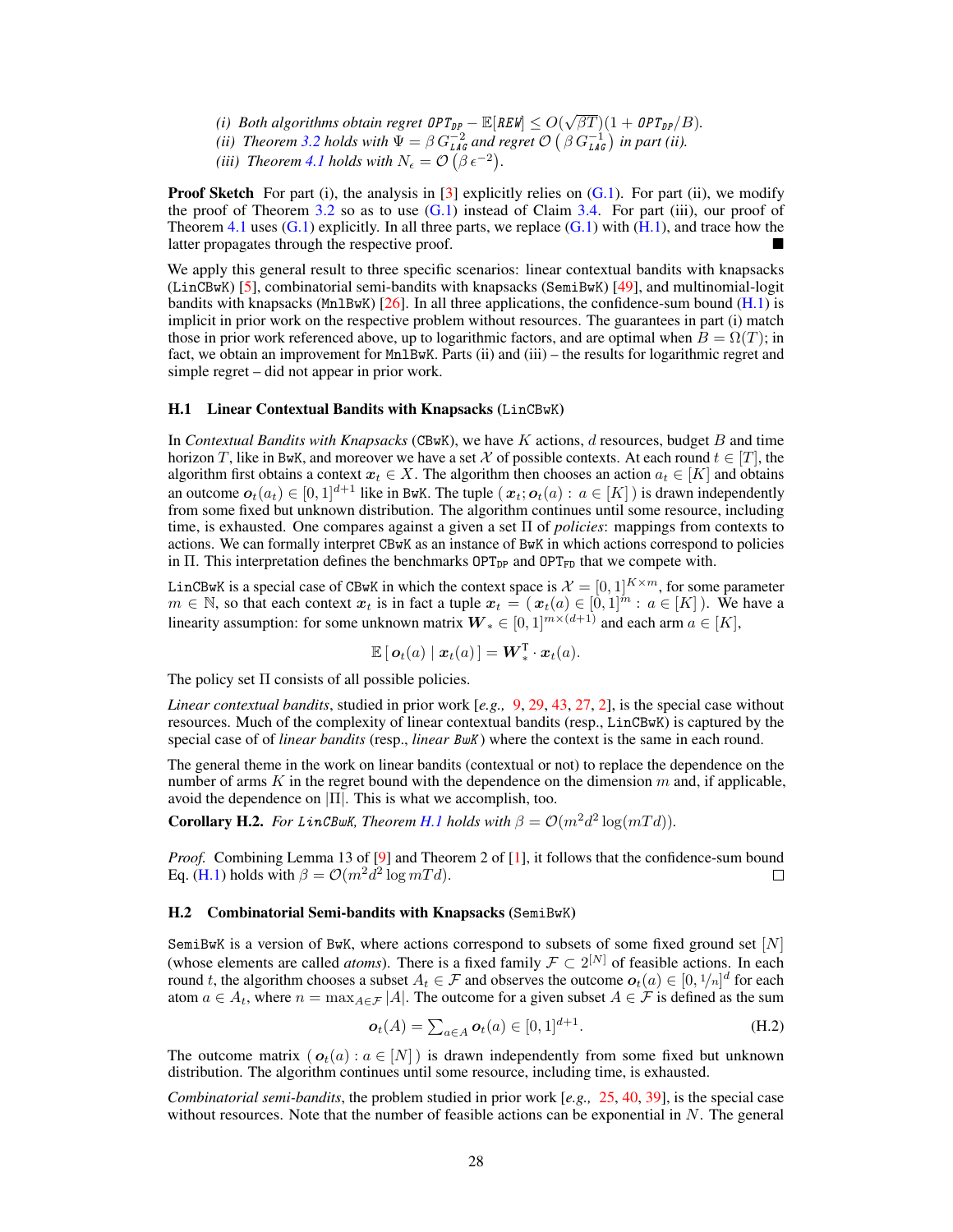*(i) Both algorithms obtain regret* $\texttt{OPT}_{\texttt{DP}} - \mathbb{E}[\texttt{REW}] \leq O(\sqrt{\beta T})(1 + \texttt{OPT}_{\texttt{DP}}/B)$.
*(ii) Theorem 3.2 holds with* $\Psi = \beta\, G_{\texttt{LAG}}^{-2}$ *and regret* $\mathcal{O}\left(\beta\, G_{\texttt{LAG}}^{-1}\right)$ *in part (ii).*
*(iii) Theorem 4.1 holds with* $N_\epsilon = \mathcal{O}\left(\beta\, \epsilon^{-2}\right)$.

**Proof Sketch** For part (i), the analysis in [3] explicitly relies on (G.1). For part (ii), we modify the proof of Theorem 3.2 so as to use (G.1) instead of Claim 3.4. For part (iii), our proof of Theorem 4.1 uses (G.1) explicitly. In all three parts, we replace (G.1) with (H.1), and trace how the latter propagates through the respective proof. ■

We apply this general result to three specific scenarios: linear contextual bandits with knapsacks (LinCBwK) [5], combinatorial semi-bandits with knapsacks (SemiBwK) [49], and multinomial-logit bandits with knapsacks (MnlBwK) [26]. In all three applications, the confidence-sum bound (H.1) is implicit in prior work on the respective problem without resources. The guarantees in part (i) match those in prior work referenced above, up to logarithmic factors, and are optimal when $B = \Omega(T)$; in fact, we obtain an improvement for MnlBwK. Parts (ii) and (iii) – the results for logarithmic regret and simple regret – did not appear in prior work.

### H.1 Linear Contextual Bandits with Knapsacks (LinCBwK)

In *Contextual Bandits with Knapsacks* (CBwK), we have $K$ actions, $d$ resources, budget $B$ and time horizon $T$, like in BwK, and moreover we have a set $\mathcal{X}$ of possible contexts. At each round $t \in [T]$, the algorithm first obtains a context $\boldsymbol{x}_t \in X$. The algorithm then chooses an action $a_t \in [K]$ and obtains an outcome $\boldsymbol{o}_t(a_t) \in [0,1]^{d+1}$ like in BwK. The tuple $(\,\boldsymbol{x}_t; \boldsymbol{o}_t(a) :\; a \in [K]\,)$ is drawn independently from some fixed but unknown distribution. The algorithm continues until some resource, including time, is exhausted. One compares against a given a set $\Pi$ of *policies*: mappings from contexts to actions. We can formally interpret CBwK as an instance of BwK in which actions correspond to policies in $\Pi$. This interpretation defines the benchmarks $\texttt{OPT}_{\texttt{DP}}$ and $\texttt{OPT}_{\texttt{FD}}$ that we compete with.

LinCBwK is a special case of CBwK in which the context space is $\mathcal{X} = [0,1]^{K \times m}$, for some parameter $m \in \mathbb{N}$, so that each context $\boldsymbol{x}_t$ is in fact a tuple $\boldsymbol{x}_t = (\,\boldsymbol{x}_t(a) \in [0,1]^m :\; a \in [K]\,)$. We have a linearity assumption: for some unknown matrix $\boldsymbol{W}_* \in [0,1]^{m \times (d+1)}$ and each arm $a \in [K]$,

$$\mathbb{E}\left[\,\boldsymbol{o}_t(a) \mid \boldsymbol{x}_t(a)\,\right] = \boldsymbol{W}_*^{\mathrm{T}} \cdot \boldsymbol{x}_t(a).$$

The policy set $\Pi$ consists of all possible policies.

*Linear contextual bandits*, studied in prior work [*e.g.,* 9, 29, 43, 27, 2], is the special case without resources. Much of the complexity of linear contextual bandits (resp., LinCBwK) is captured by the special case of of *linear bandits* (resp., *linear BwK*) where the context is the same in each round.

The general theme in the work on linear bandits (contextual or not) to replace the dependence on the number of arms $K$ in the regret bound with the dependence on the dimension $m$ and, if applicable, avoid the dependence on $|\Pi|$. This is what we accomplish, too.

**Corollary H.2.** *For LinCBwK, Theorem H.1 holds with* $\beta = \mathcal{O}(m^2 d^2 \log(mTd))$.

*Proof.* Combining Lemma 13 of [9] and Theorem 2 of [1], it follows that the confidence-sum bound Eq. (H.1) holds with $\beta = \mathcal{O}(m^2 d^2 \log mTd)$. □

### H.2 Combinatorial Semi-bandits with Knapsacks (SemiBwK)

SemiBwK is a version of BwK, where actions correspond to subsets of some fixed ground set $[N]$ (whose elements are called *atoms*). There is a fixed family $\mathcal{F} \subset 2^{[N]}$ of feasible actions. In each round $t$, the algorithm chooses a subset $A_t \in \mathcal{F}$ and observes the outcome $\boldsymbol{o}_t(a) \in [0, 1/n]^d$ for each atom $a \in A_t$, where $n = \max_{A \in \mathcal{F}} |A|$. The outcome for a given subset $A \in \mathcal{F}$ is defined as the sum

$$\boldsymbol{o}_t(A) = \textstyle\sum_{a \in A} \boldsymbol{o}_t(a) \in [0,1]^{d+1}. \tag{H.2}$$

The outcome matrix $(\,\boldsymbol{o}_t(a) : a \in [N]\,)$ is drawn independently from some fixed but unknown distribution. The algorithm continues until some resource, including time, is exhausted.

*Combinatorial semi-bandits*, the problem studied in prior work [*e.g.,* 25, 40, 39], is the special case without resources. Note that the number of feasible actions can be exponential in $N$. The general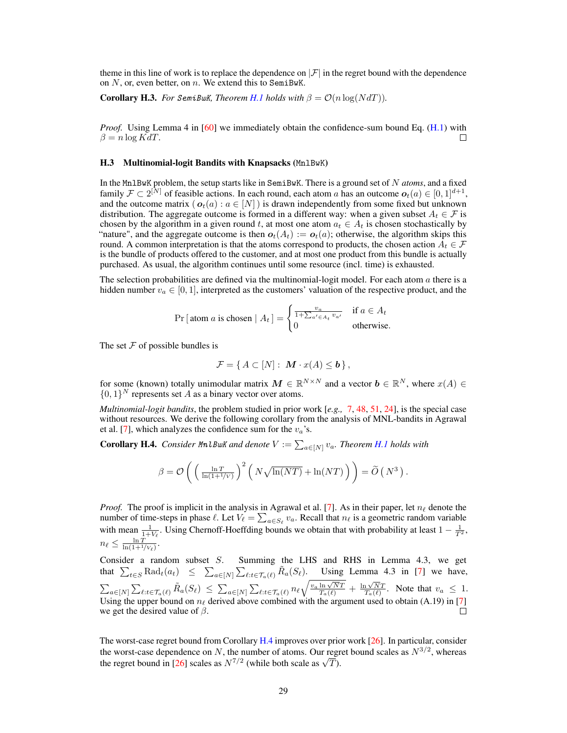theme in this line of work is to replace the dependence on $|\mathcal{F}|$ in the regret bound with the dependence on $N$, or, even better, on $n$. We extend this to SemiBwK.

**Corollary H.3.** *For* SemiBwK*, Theorem H.1 holds with* $\beta = \mathcal{O}(n \log(NdT))$.

*Proof.* Using Lemma 4 in [60] we immediately obtain the confidence-sum bound Eq. (H.1) with $\beta = n \log KdT$. □

### H.3 Multinomial-logit Bandits with Knapsacks (MnlBwK)

In the MnlBwK problem, the setup starts like in SemiBwK. There is a ground set of $N$ *atoms*, and a fixed family $\mathcal{F} \subset 2^{[N]}$ of feasible actions. In each round, each atom $a$ has an outcome $\boldsymbol{o}_t(a) \in [0,1]^{d+1}$, and the outcome matrix $(\, \boldsymbol{o}_t(a) : a \in [N] \,)$ is drawn independently from some fixed but unknown distribution. The aggregate outcome is formed in a different way: when a given subset $A_t \in \mathcal{F}$ is chosen by the algorithm in a given round $t$, at most one atom $a_t \in A_t$ is chosen stochastically by "nature", and the aggregate outcome is then $\boldsymbol{o}_t(A_t) := \boldsymbol{o}_t(a)$; otherwise, the algorithm skips this round. A common interpretation is that the atoms correspond to products, the chosen action $A_t \in \mathcal{F}$ is the bundle of products offered to the customer, and at most one product from this bundle is actually purchased. As usual, the algorithm continues until some resource (incl. time) is exhausted.

The selection probabilities are defined via the multinomial-logit model. For each atom $a$ there is a hidden number $v_a \in [0,1]$, interpreted as the customers' valuation of the respective product, and the

$$\Pr[\,\text{atom } a \text{ is chosen} \mid A_t\,] = \begin{cases} \frac{v_a}{1+\sum_{a' \in A_t} v_{a'}} & \text{if } a \in A_t \\ 0 & \text{otherwise.} \end{cases}$$

The set $\mathcal{F}$ of possible bundles is

$$\mathcal{F} = \{\, A \subset [N] : \; \boldsymbol{M} \cdot x(A) \leq \boldsymbol{b} \,\},$$

for some (known) totally unimodular matrix $\boldsymbol{M} \in \mathbb{R}^{N \times N}$ and a vector $\boldsymbol{b} \in \mathbb{R}^N$, where $x(A) \in \{0,1\}^N$ represents set $A$ as a binary vector over atoms.

*Multinomial-logit bandits*, the problem studied in prior work [*e.g.,* 7, 48, 51, 24], is the special case without resources. We derive the following corollary from the analysis of MNL-bandits in Agrawal et al. [7], which analyzes the confidence sum for the $v_a$'s.

**Corollary H.4.** *Consider* MnlBwK *and denote* $V := \sum_{a \in [N]} v_a$*. Theorem H.1 holds with*

$$\beta = \mathcal{O}\left( \left( \tfrac{\ln T}{\ln(1+1/V)} \right)^2 \left( N\sqrt{\ln(NT)} + \ln(NT) \right) \right) = \widetilde{O}\left(\, N^3 \,\right).$$

*Proof.* The proof is implicit in the analysis in Agrawal et al. [7]. As in their paper, let $n_\ell$ denote the number of time-steps in phase $\ell$. Let $V_\ell = \sum_{a \in S_\ell} v_a$. Recall that $n_\ell$ is a geometric random variable with mean $\frac{1}{1+V_\ell}$. Using Chernoff-Hoeffding bounds we obtain that with probability at least $1 - \frac{1}{T^2}$, $n_\ell \leq \frac{\ln T}{\ln(1+1/V_\ell)}$.

Consider a random subset $S$. Summing the LHS and RHS in Lemma 4.3, we get that $\sum_{t \in S} \mathrm{Rad}_t(a_t) \leq \sum_{a \in [N]} \sum_{\ell : t \in \mathcal{T}_a(\ell)} \tilde{R}_a(S_\ell)$. Using Lemma 4.3 in [7] we have, $\sum_{a \in [N]} \sum_{\ell : t \in \mathcal{T}_a(\ell)} \tilde{R}_a(S_\ell) \leq \sum_{a \in [N]} \sum_{\ell : t \in \mathcal{T}_a(\ell)} n_\ell \sqrt{\frac{v_a \ln \sqrt{N}T}{T_a(\ell)}} + \frac{\ln \sqrt{N}T}{T_a(\ell)}$. Note that $v_a \leq 1$. Using the upper bound on $n_\ell$ derived above combined with the argument used to obtain (A.19) in [7] we get the desired value of $\beta$. □

The worst-case regret bound from Corollary H.4 improves over prior work [26]. In particular, consider the worst-case dependence on $N$, the number of atoms. Our regret bound scales as $N^{3/2}$, whereas the regret bound in [26] scales as $N^{7/2}$ (while both scale as $\sqrt{T}$).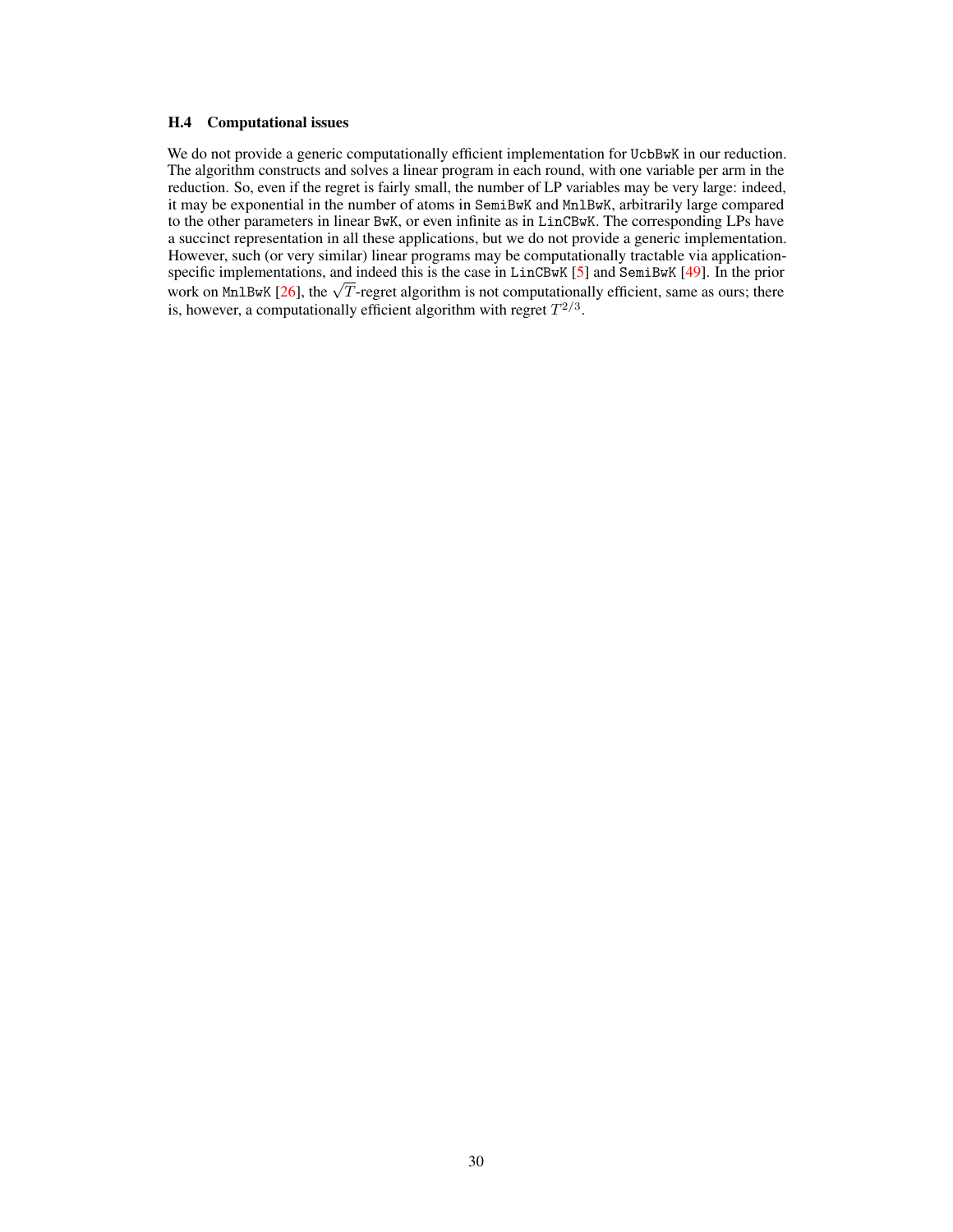### H.4 Computational issues

We do not provide a generic computationally efficient implementation for UcbBwK in our reduction. The algorithm constructs and solves a linear program in each round, with one variable per arm in the reduction. So, even if the regret is fairly small, the number of LP variables may be very large: indeed, it may be exponential in the number of atoms in SemiBwK and MnlBwK, arbitrarily large compared to the other parameters in linear BwK, or even infinite as in LinCBwK. The corresponding LPs have a succinct representation in all these applications, but we do not provide a generic implementation. However, such (or very similar) linear programs may be computationally tractable via application-specific implementations, and indeed this is the case in LinCBwK [5] and SemiBwK [49]. In the prior work on MnlBwK [26], the $\sqrt{T}$-regret algorithm is not computationally efficient, same as ours; there is, however, a computationally efficient algorithm with regret $T^{2/3}$.